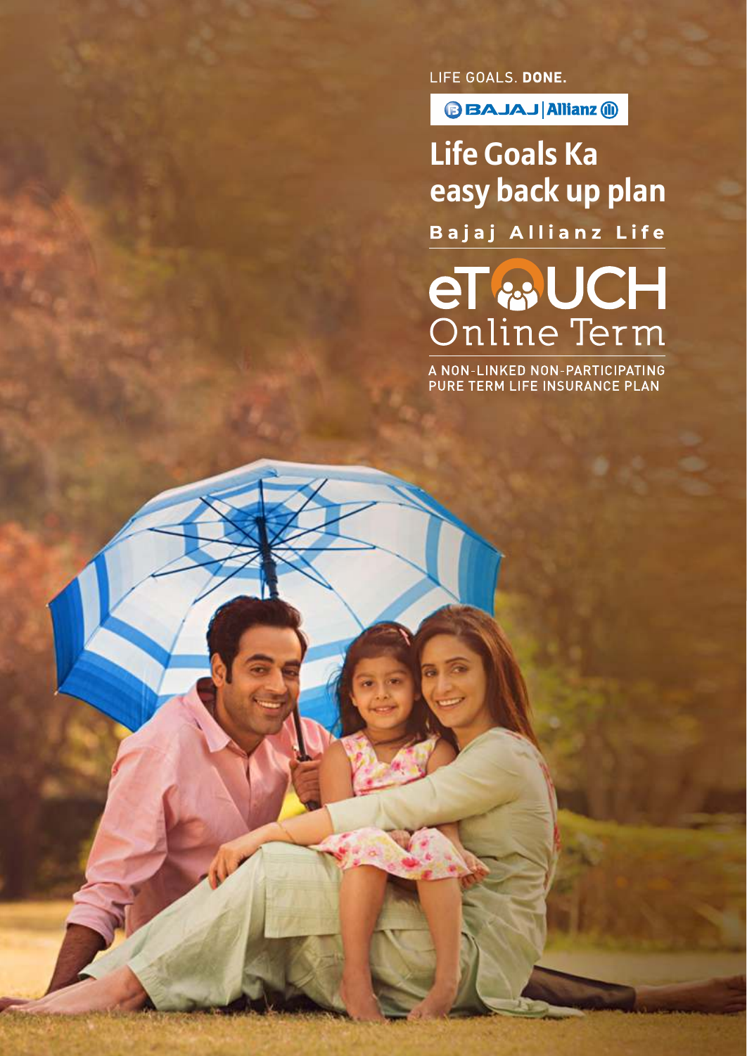LIFE GOALS. **DONE.**

BAJAJ | Allianz

# Life Goals Ka easy back up plan

**Bajaj Allianz Life**

## eTOUCH Online Term

A NON-LINKED NON-PARTICIPATING PURE TERM LIFE INSURANCE PLAN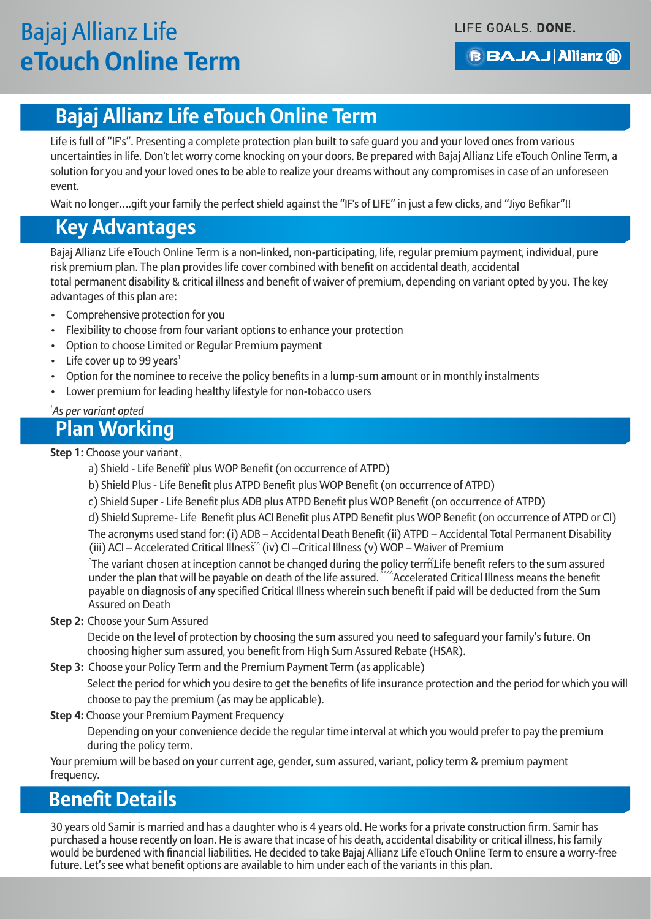# Bajaj Allianz Life eTouch Online Term

## Bajaj Allianz Life eTouch Online Term

Life is full of "IF's". Presenting a complete protection plan built to safe guard you and your loved ones from various uncertainties in life. Don't let worry come knocking on your doors. Be prepared with Bajaj Allianz Life eTouch Online Term, a solution for you and your loved ones to be able to realize your dreams without any compromises in case of an unforeseen event.

Wait no longer….gift your family the perfect shield against the "IF's of LIFE" in just a few clicks, and "Jiyo Befikar"!!

## Key Advantages

Bajaj Allianz Life eTouch Online Term is a non-linked, non-participating, life, regular premium payment, individual, pure risk premium plan. The plan provides life cover combined with benefit on accidental death, accidental total permanent disability & critical illness and benefit of waiver of premium, depending on variant opted by you. The key advantages of this plan are:

- Comprehensive protection for you
- Flexibility to choose from four variant options to enhance your protection
- Option to choose Limited or Regular Premium payment
- Life cover up to 99 years[1]
- Option for the nominee to receive the policy benefits in a lump-sum amount or in monthly instalments
- Lower premium for leading healthy lifestyle for non-tobacco users

*[1]As per variant opted*

## Plan Working

**Step 1:** Choose your variant^

a) Shield - Life Benefit^^ plus WOP Benefit (on occurrence of ATPD)

b) Shield Plus - Life Benefit plus ATPD Benefit plus WOP Benefit (on occurrence of ATPD)

c) Shield Super - Life Benefit plus ADB plus ATPD Benefit plus WOP Benefit (on occurrence of ATPD)

d) Shield Supreme- Life Benefit plus ACI Benefit plus ATPD Benefit plus WOP Benefit (on occurrence of ATPD or CI)

The acronyms used stand for: (i) ADB – Accidental Death Benefit (ii) ATPD – Accidental Total Permanent Disability (iii) ACI – Accelerated Critical Illness^^^ (iv) CI –Critical Illness (v) WOP – Waiver of Premium

^The variant chosen at inception cannot be changed during the policy term. ^^Life benefit refers to the sum assured under the plan that will be payable on death of the life assured. ^^^Accelerated Critical Illness means the benefit payable on diagnosis of any specified Critical Illness wherein such benefit if paid will be deducted from the Sum Assured on Death

**Step 2:** Choose your Sum Assured

Decide on the level of protection by choosing the sum assured you need to safeguard your family's future. On choosing higher sum assured, you benefit from High Sum Assured Rebate (HSAR).

**Step 3:** Choose your Policy Term and the Premium Payment Term (as applicable)

Select the period for which you desire to get the benefits of life insurance protection and the period for which you will choose to pay the premium (as may be applicable).

**Step 4:** Choose your Premium Payment Frequency

Depending on your convenience decide the regular time interval at which you would prefer to pay the premium during the policy term.

Your premium will be based on your current age, gender, sum assured, variant, policy term & premium payment frequency.

## Benefit Details

30 years old Samir is married and has a daughter who is 4 years old. He works for a private construction firm. Samir has purchased a house recently on loan. He is aware that incase of his death, accidental disability or critical illness, his family would be burdened with financial liabilities. He decided to take Bajaj Allianz Life eTouch Online Term to ensure a worry-free future. Let's see what benefit options are available to him under each of the variants in this plan.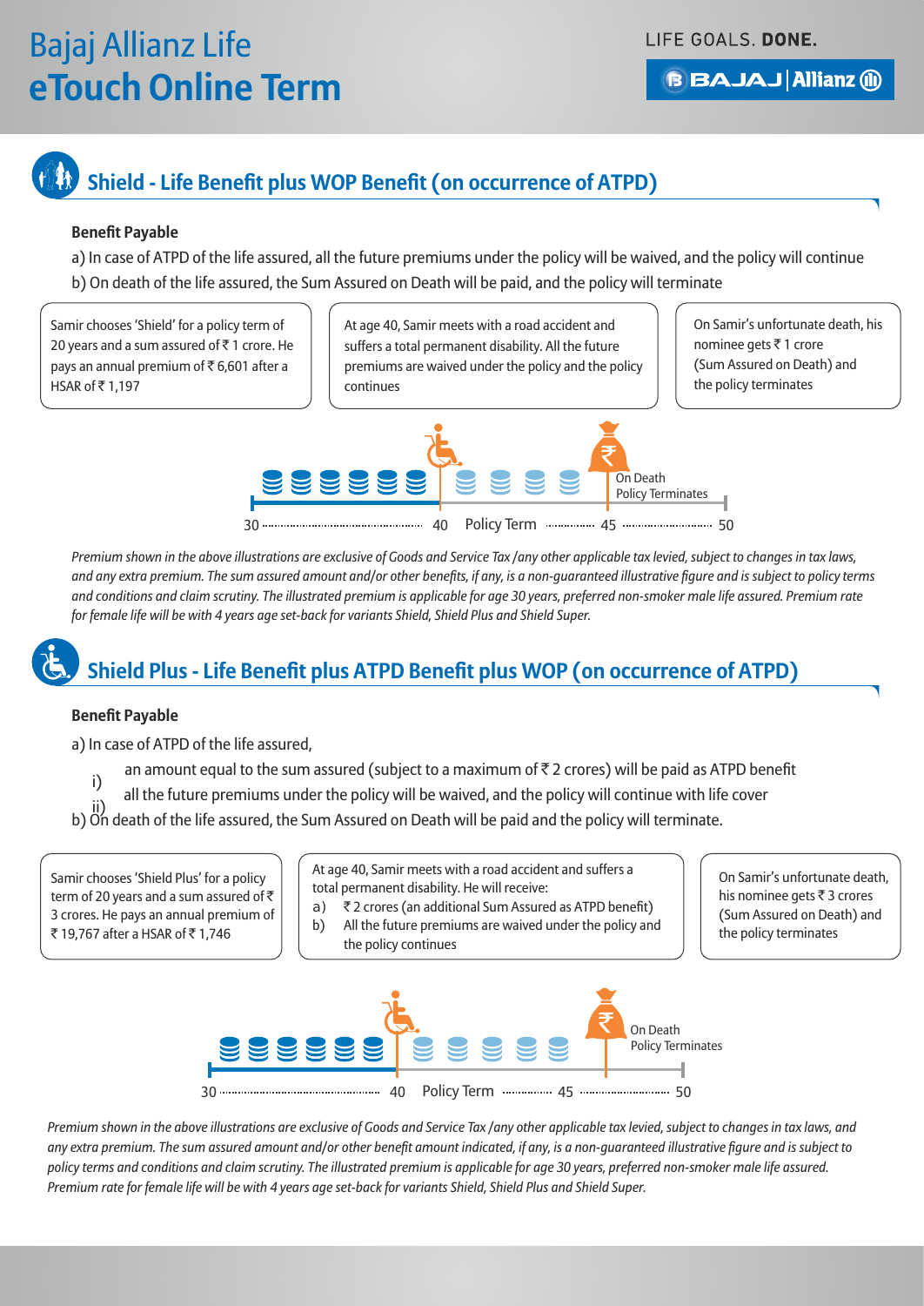# Bajaj Allianz Life eTouch Online Term

LIFE GOALS. **DONE.**

## Shield - Life Benefit plus WOP Benefit (on occurrence of ATPD)

**Benefit Payable**

a) In case of ATPD of the life assured, all the future premiums under the policy will be waived, and the policy will continue

b) On death of the life assured, the Sum Assured on Death will be paid, and the policy will terminate

Samir chooses 'Shield' for a policy term of 20 years and a sum assured of ₹ 1 crore. He pays an annual premium of ₹ 6,601 after a HSAR of ₹ 1,197

At age 40, Samir meets with a road accident and suffers a total permanent disability. All the future premiums are waived under the policy and the policy continues

On Samir's unfortunate death, his nominee gets ₹ 1 crore (Sum Assured on Death) and the policy terminates

On Death
Policy Terminates

30 ........ 40 Policy Term ........ 45 ........ 50

*Premium shown in the above illustrations are exclusive of Goods and Service Tax /any other applicable tax levied, subject to changes in tax laws, and any extra premium. The sum assured amount and/or other benefits, if any, is a non-guaranteed illustrative figure and is subject to policy terms and conditions and claim scrutiny. The illustrated premium is applicable for age 30 years, preferred non-smoker male life assured. Premium rate for female life will be with 4 years age set-back for variants Shield, Shield Plus and Shield Super.*

## Shield Plus - Life Benefit plus ATPD Benefit plus WOP (on occurrence of ATPD)

**Benefit Payable**

a) In case of ATPD of the life assured,

i) an amount equal to the sum assured (subject to a maximum of ₹ 2 crores) will be paid as ATPD benefit

ii) all the future premiums under the policy will be waived, and the policy will continue with life cover

b) On death of the life assured, the Sum Assured on Death will be paid and the policy will terminate.

Samir chooses 'Shield Plus' for a policy term of 20 years and a sum assured of ₹ 3 crores. He pays an annual premium of ₹ 19,767 after a HSAR of ₹ 1,746

At age 40, Samir meets with a road accident and suffers a total permanent disability. He will receive:

a) ₹ 2 crores (an additional Sum Assured as ATPD benefit)

b) All the future premiums are waived under the policy and the policy continues

On Samir's unfortunate death, his nominee gets ₹ 3 crores (Sum Assured on Death) and the policy terminates

On Death
Policy Terminates

30 ........ 40 Policy Term ........ 45 ........ 50

*Premium shown in the above illustrations are exclusive of Goods and Service Tax /any other applicable tax levied, subject to changes in tax laws, and any extra premium. The sum assured amount and/or other benefit amount indicated, if any, is a non-guaranteed illustrative figure and is subject to policy terms and conditions and claim scrutiny. The illustrated premium is applicable for age 30 years, preferred non-smoker male life assured. Premium rate for female life will be with 4 years age set-back for variants Shield, Shield Plus and Shield Super.*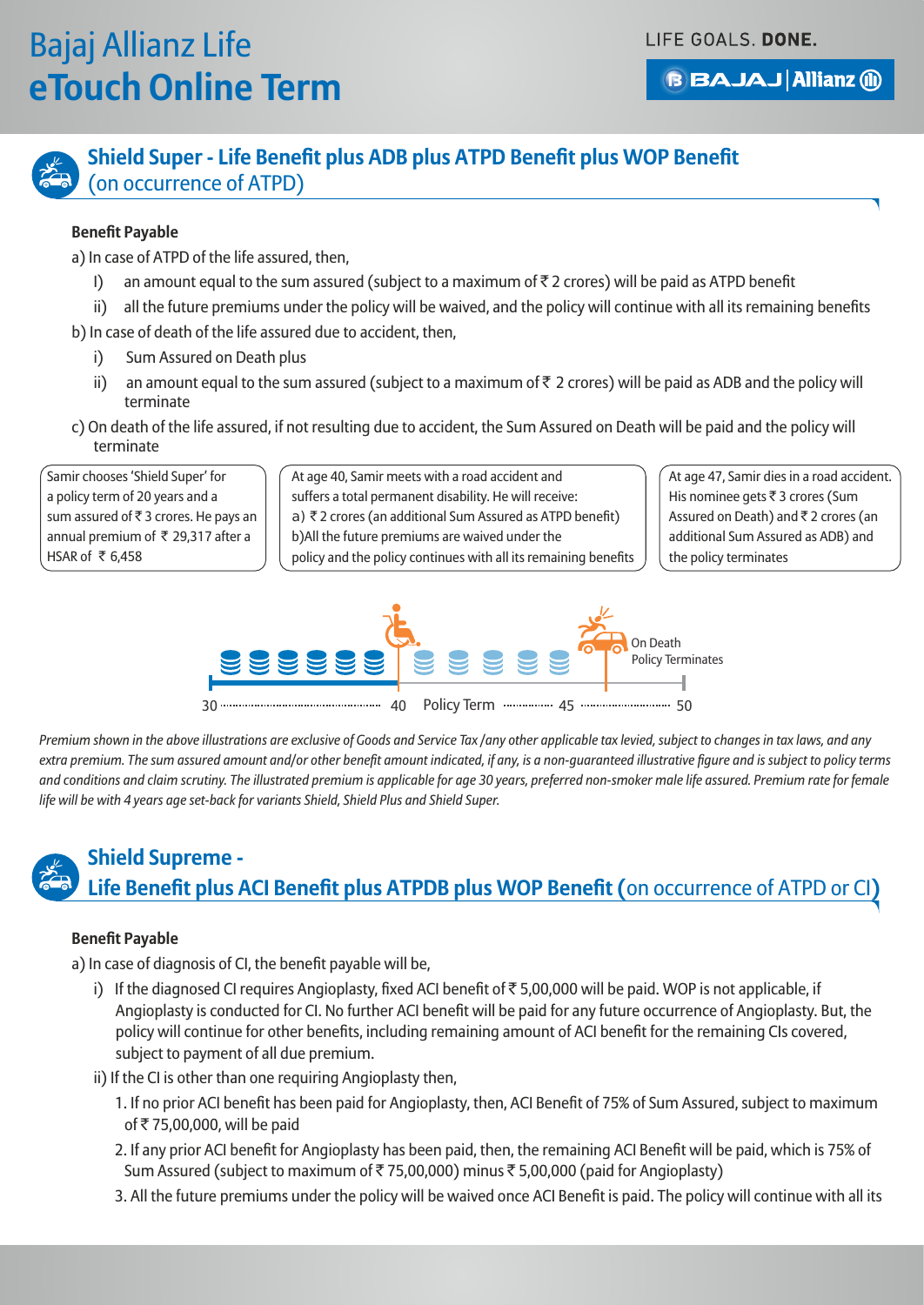## Shield Super - Life Benefit plus ADB plus ATPD Benefit plus WOP Benefit (on occurrence of ATPD)

**Benefit Payable**

a) In case of ATPD of the life assured, then,

- I) an amount equal to the sum assured (subject to a maximum of ₹ 2 crores) will be paid as ATPD benefit
- ii) all the future premiums under the policy will be waived, and the policy will continue with all its remaining benefits

b) In case of death of the life assured due to accident, then,

- i) Sum Assured on Death plus
- ii) an amount equal to the sum assured (subject to a maximum of ₹ 2 crores) will be paid as ADB and the policy will terminate

c) On death of the life assured, if not resulting due to accident, the Sum Assured on Death will be paid and the policy will terminate

Samir chooses 'Shield Super' for a policy term of 20 years and a sum assured of ₹ 3 crores. He pays an annual premium of ₹ 29,317 after a HSAR of ₹ 6,458

At age 40, Samir meets with a road accident and suffers a total permanent disability. He will receive:
a) ₹ 2 crores (an additional Sum Assured as ATPD benefit)
b)All the future premiums are waived under the policy and the policy continues with all its remaining benefits

At age 47, Samir dies in a road accident. His nominee gets ₹ 3 crores (Sum Assured on Death) and ₹ 2 crores (an additional Sum Assured as ADB) and the policy terminates

30 ........ 40 Policy Term ........ 45 ........ 50 — On Death Policy Terminates

*Premium shown in the above illustrations are exclusive of Goods and Service Tax /any other applicable tax levied, subject to changes in tax laws, and any extra premium. The sum assured amount and/or other benefit amount indicated, if any, is a non-guaranteed illustrative figure and is subject to policy terms and conditions and claim scrutiny. The illustrated premium is applicable for age 30 years, preferred non-smoker male life assured. Premium rate for female life will be with 4 years age set-back for variants Shield, Shield Plus and Shield Super.*

## Shield Supreme - Life Benefit plus ACI Benefit plus ATPDB plus WOP Benefit (on occurrence of ATPD or CI)

**Benefit Payable**

a) In case of diagnosis of CI, the benefit payable will be,

- i) If the diagnosed CI requires Angioplasty, fixed ACI benefit of ₹ 5,00,000 will be paid. WOP is not applicable, if Angioplasty is conducted for CI. No further ACI benefit will be paid for any future occurrence of Angioplasty. But, the policy will continue for other benefits, including remaining amount of ACI benefit for the remaining CIs covered, subject to payment of all due premium.
- ii) If the CI is other than one requiring Angioplasty then,
    1. If no prior ACI benefit has been paid for Angioplasty, then, ACI Benefit of 75% of Sum Assured, subject to maximum of ₹ 75,00,000, will be paid
    2. If any prior ACI benefit for Angioplasty has been paid, then, the remaining ACI Benefit will be paid, which is 75% of Sum Assured (subject to maximum of ₹ 75,00,000) minus ₹ 5,00,000 (paid for Angioplasty)
    3. All the future premiums under the policy will be waived once ACI Benefit is paid. The policy will continue with all its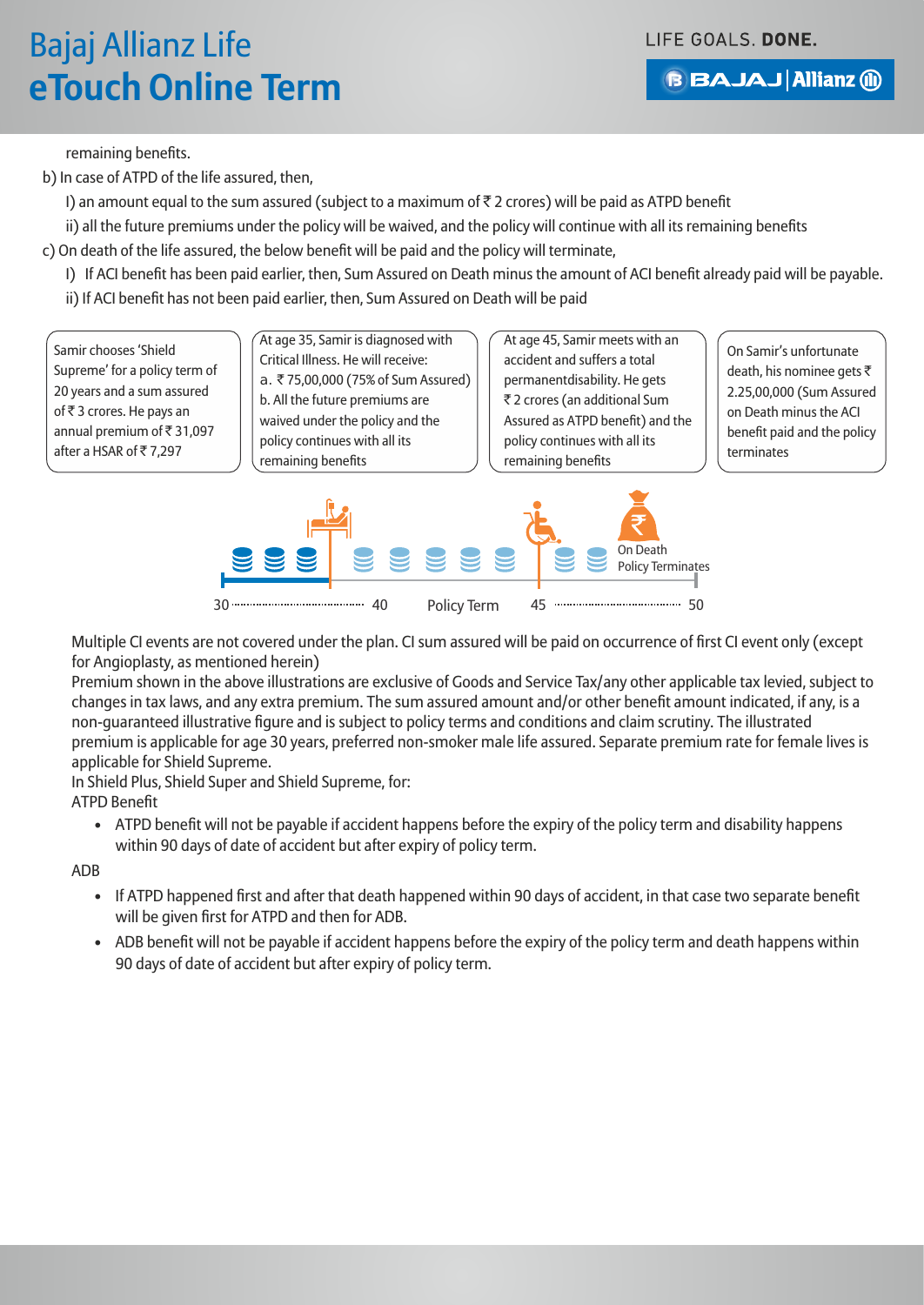remaining benefits.

b) In case of ATPD of the life assured, then,

I) an amount equal to the sum assured (subject to a maximum of ₹ 2 crores) will be paid as ATPD benefit

ii) all the future premiums under the policy will be waived, and the policy will continue with all its remaining benefits

c) On death of the life assured, the below benefit will be paid and the policy will terminate,

I) If ACI benefit has been paid earlier, then, Sum Assured on Death minus the amount of ACI benefit already paid will be payable.

ii) If ACI benefit has not been paid earlier, then, Sum Assured on Death will be paid

Samir chooses 'Shield Supreme' for a policy term of 20 years and a sum assured of ₹ 3 crores. He pays an annual premium of ₹ 31,097 after a HSAR of ₹ 7,297

At age 35, Samir is diagnosed with Critical Illness. He will receive:
a. ₹ 75,00,000 (75% of Sum Assured)
b. All the future premiums are waived under the policy and the policy continues with all its remaining benefits

At age 45, Samir meets with an accident and suffers a total permanentdisability. He gets ₹ 2 crores (an additional Sum Assured as ATPD benefit) and the policy continues with all its remaining benefits

On Samir's unfortunate death, his nominee gets ₹ 2.25,00,000 (Sum Assured on Death minus the ACI benefit paid and the policy terminates

On Death
Policy Terminates

30 ..... 40 Policy Term 45 ..... 50

Multiple CI events are not covered under the plan. CI sum assured will be paid on occurrence of first CI event only (except for Angioplasty, as mentioned herein)

Premium shown in the above illustrations are exclusive of Goods and Service Tax/any other applicable tax levied, subject to changes in tax laws, and any extra premium. The sum assured amount and/or other benefit amount indicated, if any, is a non-guaranteed illustrative figure and is subject to policy terms and conditions and claim scrutiny. The illustrated premium is applicable for age 30 years, preferred non-smoker male life assured. Separate premium rate for female lives is applicable for Shield Supreme.

In Shield Plus, Shield Super and Shield Supreme, for:

ATPD Benefit

- ATPD benefit will not be payable if accident happens before the expiry of the policy term and disability happens within 90 days of date of accident but after expiry of policy term.

ADB

- If ATPD happened first and after that death happened within 90 days of accident, in that case two separate benefit will be given first for ATPD and then for ADB.
- ADB benefit will not be payable if accident happens before the expiry of the policy term and death happens within 90 days of date of accident but after expiry of policy term.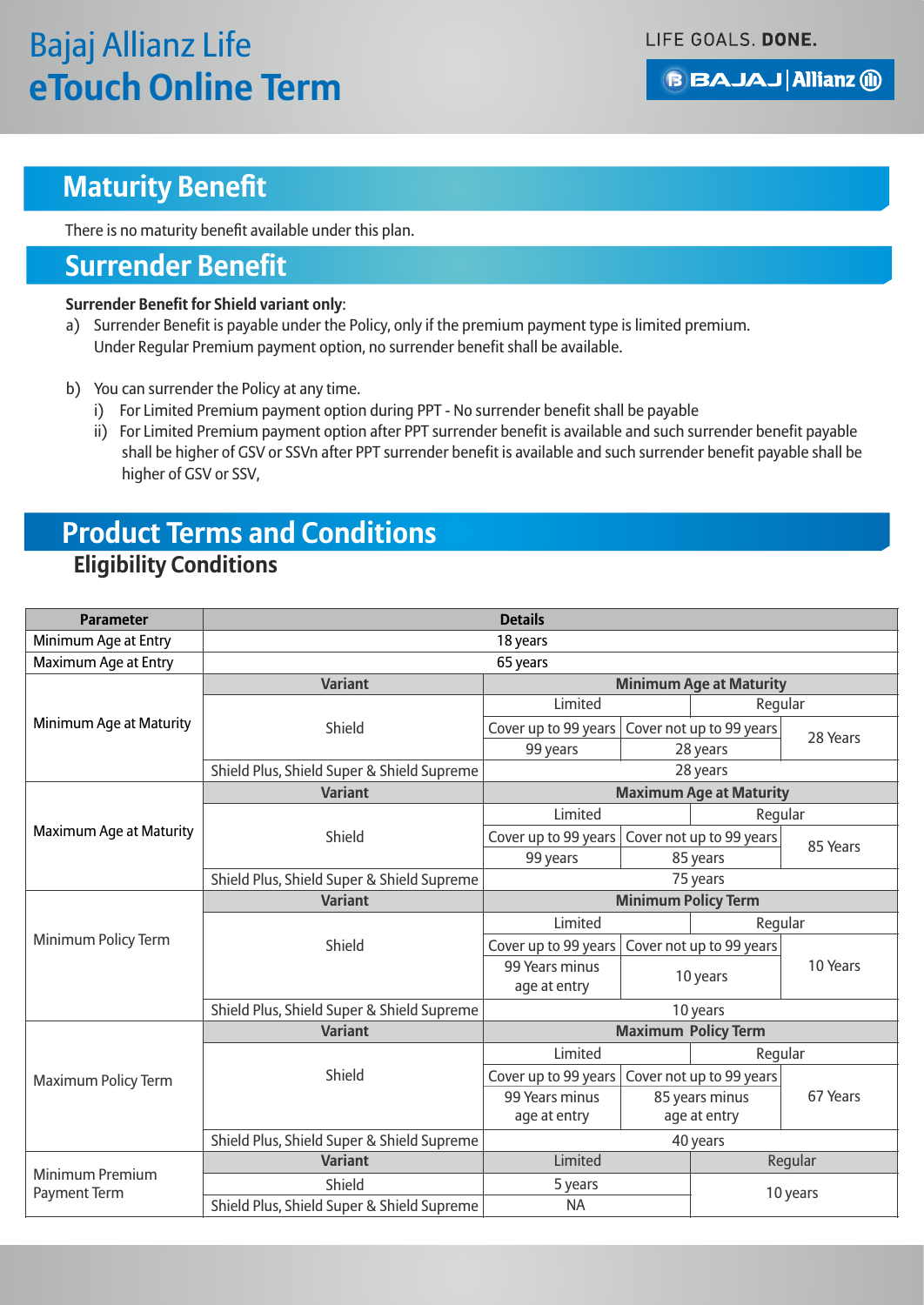## Maturity Benefit

There is no maturity benefit available under this plan.

## Surrender Benefit

**Surrender Benefit for Shield variant only**:

a) Surrender Benefit is payable under the Policy, only if the premium payment type is limited premium. Under Regular Premium payment option, no surrender benefit shall be available.

b) You can surrender the Policy at any time.
   i) For Limited Premium payment option during PPT - No surrender benefit shall be payable
   ii) For Limited Premium payment option after PPT surrender benefit is available and such surrender benefit payable shall be higher of GSV or SSVn after PPT surrender benefit is available and such surrender benefit payable shall be higher of GSV or SSV,

## Product Terms and Conditions

### Eligibility Conditions

| Parameter | Details | | | |
|---|---|---|---|---|
| Minimum Age at Entry | 18 years | | | |
| Maximum Age at Entry | 65 years | | | |
| Minimum Age at Maturity | **Variant** | **Minimum Age at Maturity** | | |
| | Shield | Limited | | Regular |
| | | Cover up to 99 years | Cover not up to 99 years | 28 Years |
| | | 99 years | 28 years | |
| | Shield Plus, Shield Super & Shield Supreme | 28 years | | |
| Maximum Age at Maturity | **Variant** | **Maximum Age at Maturity** | | |
| | Shield | Limited | | Regular |
| | | Cover up to 99 years | Cover not up to 99 years | 85 Years |
| | | 99 years | 85 years | |
| | Shield Plus, Shield Super & Shield Supreme | 75 years | | |
| Minimum Policy Term | **Variant** | **Minimum Policy Term** | | |
| | Shield | Limited | | Regular |
| | | Cover up to 99 years | Cover not up to 99 years | 10 Years |
| | | 99 Years minus age at entry | 10 years | |
| | Shield Plus, Shield Super & Shield Supreme | 10 years | | |
| Maximum Policy Term | **Variant** | **Maximum Policy Term** | | |
| | Shield | Limited | | Regular |
| | | Cover up to 99 years | Cover not up to 99 years | 67 Years |
| | | 99 Years minus age at entry | 85 years minus age at entry | |
| | Shield Plus, Shield Super & Shield Supreme | 40 years | | |
| Minimum Premium Payment Term | **Variant** | Limited | | Regular |
| | Shield | 5 years | | 10 years |
| | Shield Plus, Shield Super & Shield Supreme | NA | | |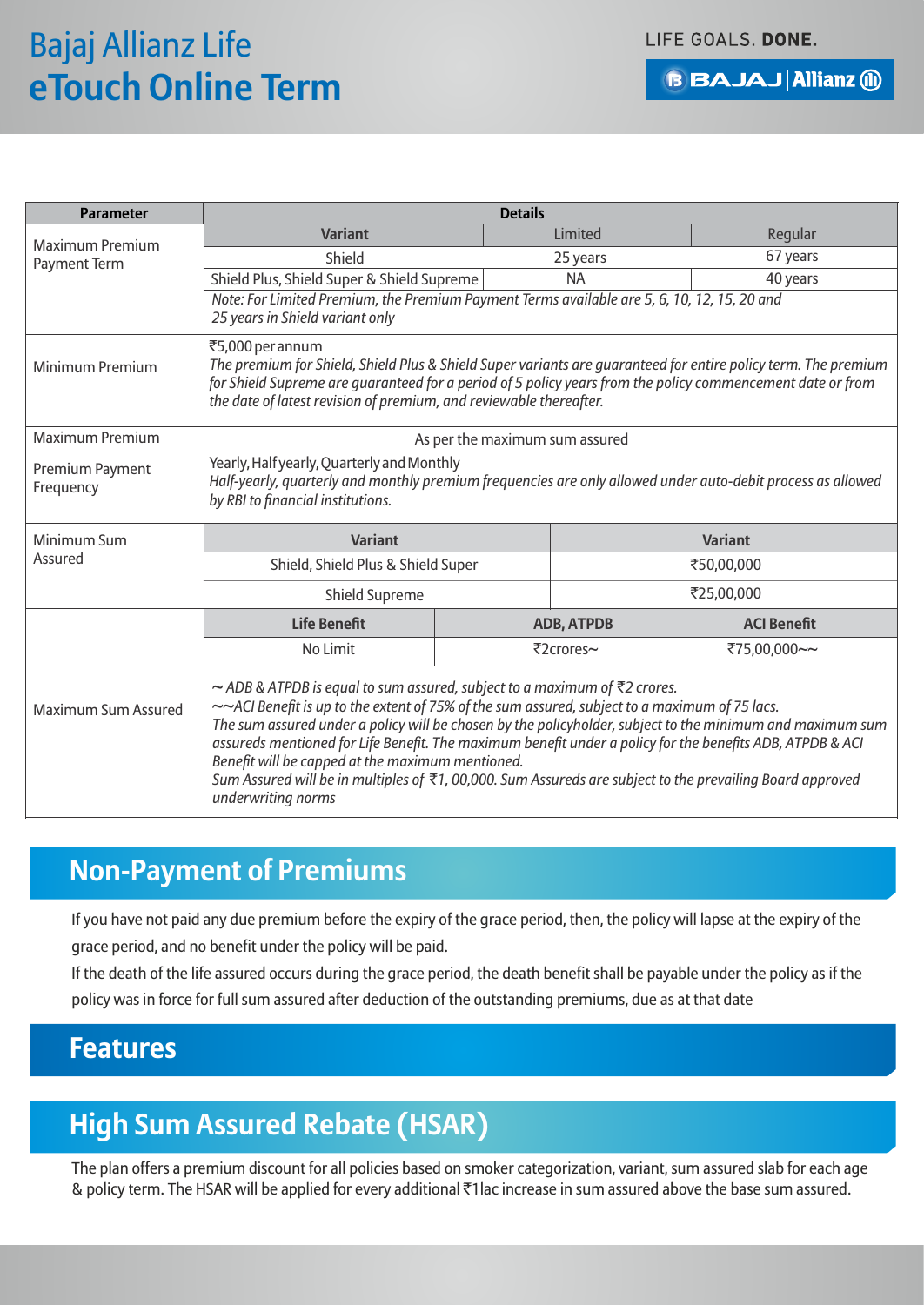| Parameter | Details | | |
|---|---|---|---|
| Maximum Premium Payment Term | Variant | Limited | Regular |
| | Shield | 25 years | 67 years |
| | Shield Plus, Shield Super & Shield Supreme | NA | 40 years |
| | *Note: For Limited Premium, the Premium Payment Terms available are 5, 6, 10, 12, 15, 20 and 25 years in Shield variant only* | | |
| Minimum Premium | ₹5,000 per annum<br>*The premium for Shield, Shield Plus & Shield Super variants are guaranteed for entire policy term. The premium for Shield Supreme are guaranteed for a period of 5 policy years from the policy commencement date or from the date of latest revision of premium, and reviewable thereafter.* | | |
| Maximum Premium | As per the maximum sum assured | | |
| Premium Payment Frequency | Yearly, Half yearly, Quarterly and Monthly<br>*Half-yearly, quarterly and monthly premium frequencies are only allowed under auto-debit process as allowed by RBI to financial institutions.* | | |
| Minimum Sum Assured | Variant | Variant | |
| | Shield, Shield Plus & Shield Super | ₹50,00,000 | |
| | Shield Supreme | ₹25,00,000 | |
| Maximum Sum Assured | Life Benefit | ADB, ATPDB | ACI Benefit |
| | No Limit | ₹2crores~ | ₹75,00,000~~ |
| | *~ ADB & ATPDB is equal to sum assured, subject to a maximum of ₹2 crores.*<br>*~~ACI Benefit is up to the extent of 75% of the sum assured, subject to a maximum of 75 lacs.*<br>*The sum assured under a policy will be chosen by the policyholder, subject to the minimum and maximum sum assureds mentioned for Life Benefit. The maximum benefit under a policy for the benefits ADB, ATPDB & ACI Benefit will be capped at the maximum mentioned.*<br>*Sum Assured will be in multiples of ₹1, 00,000. Sum Assureds are subject to the prevailing Board approved underwriting norms* | | |

## Non-Payment of Premiums

If you have not paid any due premium before the expiry of the grace period, then, the policy will lapse at the expiry of the grace period, and no benefit under the policy will be paid.

If the death of the life assured occurs during the grace period, the death benefit shall be payable under the policy as if the policy was in force for full sum assured after deduction of the outstanding premiums, due as at that date

## Features

## High Sum Assured Rebate (HSAR)

The plan offers a premium discount for all policies based on smoker categorization, variant, sum assured slab for each age & policy term. The HSAR will be applied for every additional ₹1lac increase in sum assured above the base sum assured.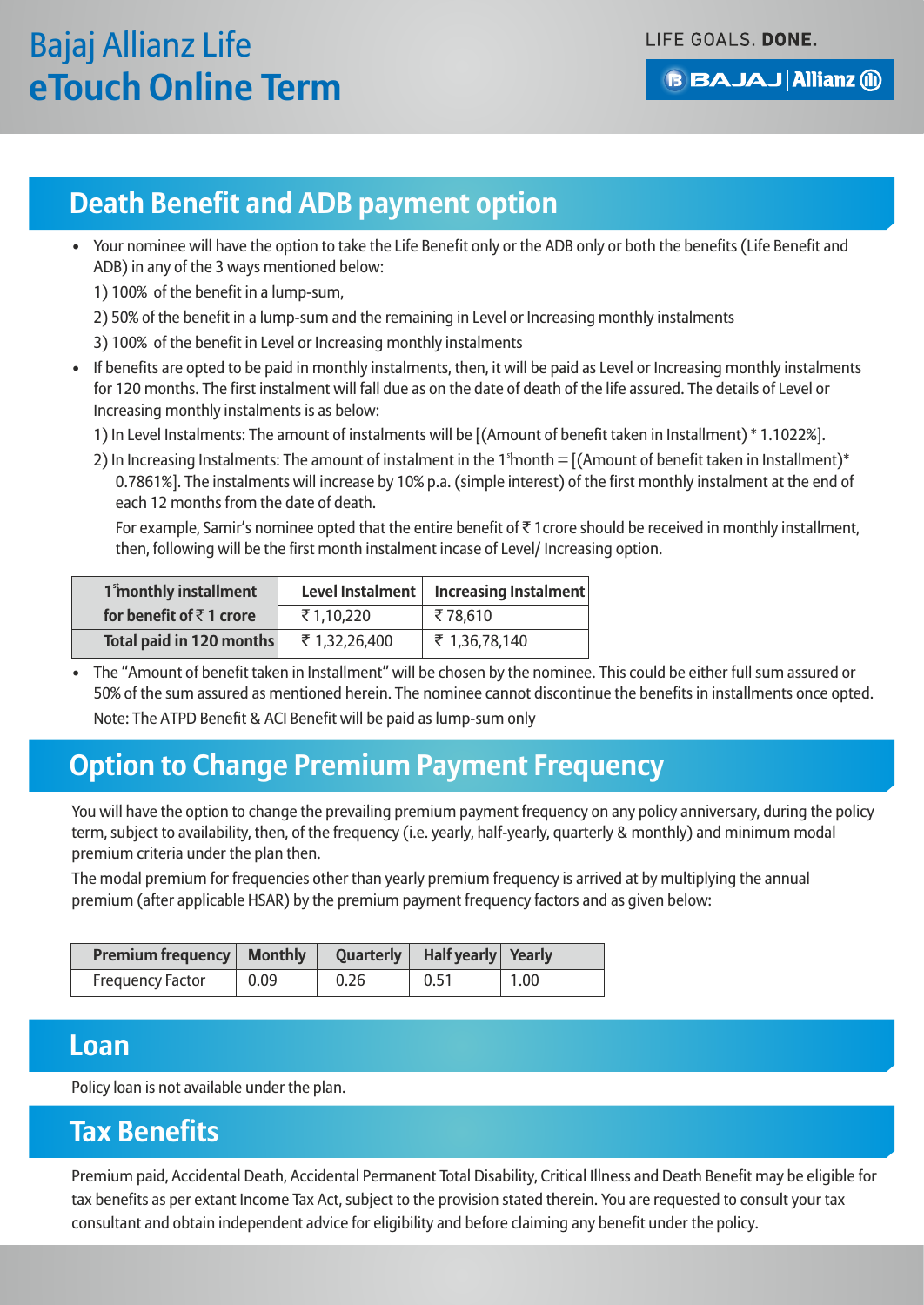## Death Benefit and ADB payment option

- Your nominee will have the option to take the Life Benefit only or the ADB only or both the benefits (Life Benefit and ADB) in any of the 3 ways mentioned below:
  1) 100% of the benefit in a lump-sum,
  2) 50% of the benefit in a lump-sum and the remaining in Level or Increasing monthly instalments
  3) 100% of the benefit in Level or Increasing monthly instalments
- If benefits are opted to be paid in monthly instalments, then, it will be paid as Level or Increasing monthly instalments for 120 months. The first instalment will fall due as on the date of death of the life assured. The details of Level or Increasing monthly instalments is as below:
  1) In Level Instalments: The amount of instalments will be [(Amount of benefit taken in Installment) * 1.1022%].
  2) In Increasing Instalments: The amount of instalment in the 1st month = [(Amount of benefit taken in Installment)* 0.7861%]. The instalments will increase by 10% p.a. (simple interest) of the first monthly instalment at the end of each 12 months from the date of death.

     For example, Samir's nominee opted that the entire benefit of ₹ 1crore should be received in monthly installment, then, following will be the first month instalment incase of Level/ Increasing option.

| 1st monthly installment | Level Instalment | Increasing Instalment |
|---|---|---|
| for benefit of ₹ 1 crore | ₹ 1,10,220 | ₹ 78,610 |
| Total paid in 120 months | ₹ 1,32,26,400 | ₹ 1,36,78,140 |

- The "Amount of benefit taken in Installment" will be chosen by the nominee. This could be either full sum assured or 50% of the sum assured as mentioned herein. The nominee cannot discontinue the benefits in installments once opted.

  Note: The ATPD Benefit & ACI Benefit will be paid as lump-sum only

## Option to Change Premium Payment Frequency

You will have the option to change the prevailing premium payment frequency on any policy anniversary, during the policy term, subject to availability, then, of the frequency (i.e. yearly, half-yearly, quarterly & monthly) and minimum modal premium criteria under the plan then.

The modal premium for frequencies other than yearly premium frequency is arrived at by multiplying the annual premium (after applicable HSAR) by the premium payment frequency factors and as given below:

| Premium frequency | Monthly | Quarterly | Half yearly | Yearly |
|---|---|---|---|---|
| Frequency Factor | 0.09 | 0.26 | 0.51 | 1.00 |

## Loan

Policy loan is not available under the plan.

## Tax Benefits

Premium paid, Accidental Death, Accidental Permanent Total Disability, Critical Illness and Death Benefit may be eligible for tax benefits as per extant Income Tax Act, subject to the provision stated therein. You are requested to consult your tax consultant and obtain independent advice for eligibility and before claiming any benefit under the policy.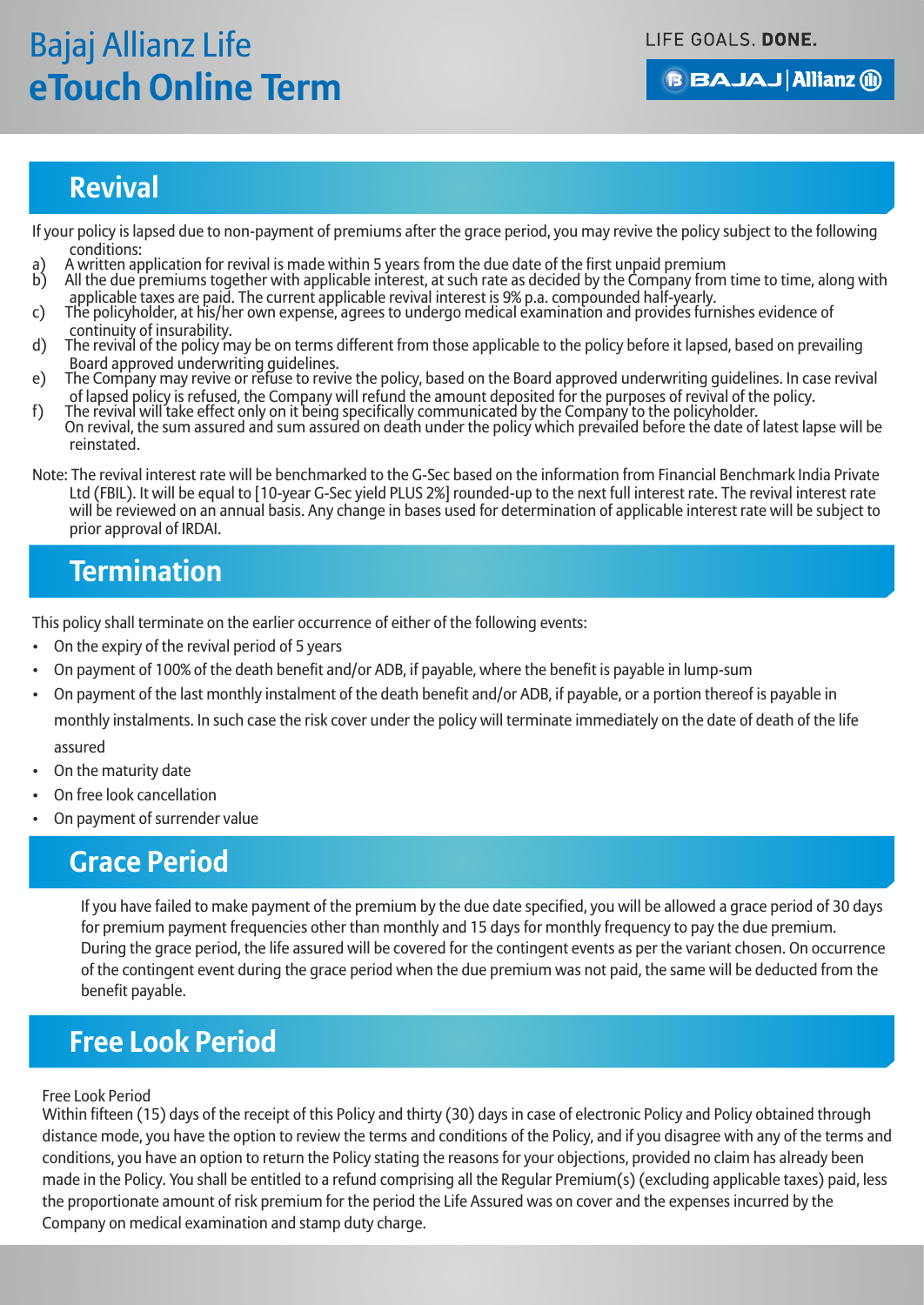## Revival

If your policy is lapsed due to non-payment of premiums after the grace period, you may revive the policy subject to the following conditions:

a) A written application for revival is made within 5 years from the due date of the first unpaid premium
b) All the due premiums together with applicable interest, at such rate as decided by the Company from time to time, along with applicable taxes are paid. The current applicable revival interest is 9% p.a. compounded half-yearly.
c) The policyholder, at his/her own expense, agrees to undergo medical examination and provides furnishes evidence of continuity of insurability.
d) The revival of the policy may be on terms different from those applicable to the policy before it lapsed, based on prevailing Board approved underwriting guidelines.
e) The Company may revive or refuse to revive the policy, based on the Board approved underwriting guidelines. In case revival of lapsed policy is refused, the Company will refund the amount deposited for the purposes of revival of the policy.
f) The revival will take effect only on it being specifically communicated by the Company to the policyholder.

On revival, the sum assured and sum assured on death under the policy which prevailed before the date of latest lapse will be reinstated.

Note: The revival interest rate will be benchmarked to the G-Sec based on the information from Financial Benchmark India Private Ltd (FBIL). It will be equal to [10-year G-Sec yield PLUS 2%] rounded-up to the next full interest rate. The revival interest rate will be reviewed on an annual basis. Any change in bases used for determination of applicable interest rate will be subject to prior approval of IRDAI.

## Termination

This policy shall terminate on the earlier occurrence of either of the following events:

- On the expiry of the revival period of 5 years
- On payment of 100% of the death benefit and/or ADB, if payable, where the benefit is payable in lump-sum
- On payment of the last monthly instalment of the death benefit and/or ADB, if payable, or a portion thereof is payable in monthly instalments. In such case the risk cover under the policy will terminate immediately on the date of death of the life assured
- On the maturity date
- On free look cancellation
- On payment of surrender value

## Grace Period

If you have failed to make payment of the premium by the due date specified, you will be allowed a grace period of 30 days for premium payment frequencies other than monthly and 15 days for monthly frequency to pay the due premium. During the grace period, the life assured will be covered for the contingent events as per the variant chosen. On occurrence of the contingent event during the grace period when the due premium was not paid, the same will be deducted from the benefit payable.

## Free Look Period

Free Look Period

Within fifteen (15) days of the receipt of this Policy and thirty (30) days in case of electronic Policy and Policy obtained through distance mode, you have the option to review the terms and conditions of the Policy, and if you disagree with any of the terms and conditions, you have an option to return the Policy stating the reasons for your objections, provided no claim has already been made in the Policy. You shall be entitled to a refund comprising all the Regular Premium(s) (excluding applicable taxes) paid, less the proportionate amount of risk premium for the period the Life Assured was on cover and the expenses incurred by the Company on medical examination and stamp duty charge.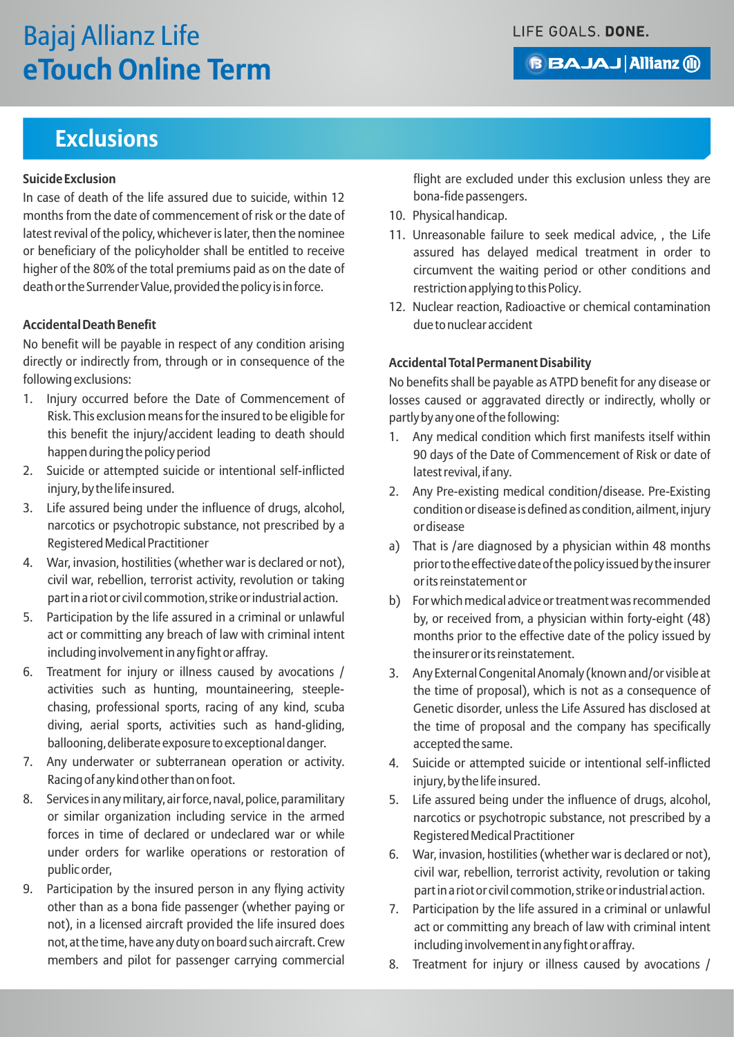## Exclusions

**Suicide Exclusion**

In case of death of the life assured due to suicide, within 12 months from the date of commencement of risk or the date of latest revival of the policy, whichever is later, then the nominee or beneficiary of the policyholder shall be entitled to receive higher of the 80% of the total premiums paid as on the date of death or the Surrender Value, provided the policy is in force.

**Accidental Death Benefit**

No benefit will be payable in respect of any condition arising directly or indirectly from, through or in consequence of the following exclusions:

1. Injury occurred before the Date of Commencement of Risk. This exclusion means for the insured to be eligible for this benefit the injury/accident leading to death should happen during the policy period
2. Suicide or attempted suicide or intentional self-inflicted injury, by the life insured.
3. Life assured being under the influence of drugs, alcohol, narcotics or psychotropic substance, not prescribed by a Registered Medical Practitioner
4. War, invasion, hostilities (whether war is declared or not), civil war, rebellion, terrorist activity, revolution or taking part in a riot or civil commotion, strike or industrial action.
5. Participation by the life assured in a criminal or unlawful act or committing any breach of law with criminal intent including involvement in any fight or affray.
6. Treatment for injury or illness caused by avocations / activities such as hunting, mountaineering, steeple-chasing, professional sports, racing of any kind, scuba diving, aerial sports, activities such as hand-gliding, ballooning, deliberate exposure to exceptional danger.
7. Any underwater or subterranean operation or activity. Racing of any kind other than on foot.
8. Services in any military, air force, naval, police, paramilitary or similar organization including service in the armed forces in time of declared or undeclared war or while under orders for warlike operations or restoration of public order,
9. Participation by the insured person in any flying activity other than as a bona fide passenger (whether paying or not), in a licensed aircraft provided the life insured does not, at the time, have any duty on board such aircraft. Crew members and pilot for passenger carrying commercial flight are excluded under this exclusion unless they are bona-fide passengers.
10. Physical handicap.
11. Unreasonable failure to seek medical advice, , the Life assured has delayed medical treatment in order to circumvent the waiting period or other conditions and restriction applying to this Policy.
12. Nuclear reaction, Radioactive or chemical contamination due to nuclear accident

**Accidental Total Permanent Disability**

No benefits shall be payable as ATPD benefit for any disease or losses caused or aggravated directly or indirectly, wholly or partly by any one of the following:

1. Any medical condition which first manifests itself within 90 days of the Date of Commencement of Risk or date of latest revival, if any.
2. Any Pre-existing medical condition/disease. Pre-Existing condition or disease is defined as condition, ailment, injury or disease
   a) That is /are diagnosed by a physician within 48 months prior to the effective date of the policy issued by the insurer or its reinstatement or
   b) For which medical advice or treatment was recommended by, or received from, a physician within forty-eight (48) months prior to the effective date of the policy issued by the insurer or its reinstatement.
3. Any External Congenital Anomaly (known and/or visible at the time of proposal), which is not as a consequence of Genetic disorder, unless the Life Assured has disclosed at the time of proposal and the company has specifically accepted the same.
4. Suicide or attempted suicide or intentional self-inflicted injury, by the life insured.
5. Life assured being under the influence of drugs, alcohol, narcotics or psychotropic substance, not prescribed by a Registered Medical Practitioner
6. War, invasion, hostilities (whether war is declared or not), civil war, rebellion, terrorist activity, revolution or taking part in a riot or civil commotion, strike or industrial action.
7. Participation by the life assured in a criminal or unlawful act or committing any breach of law with criminal intent including involvement in any fight or affray.
8. Treatment for injury or illness caused by avocations /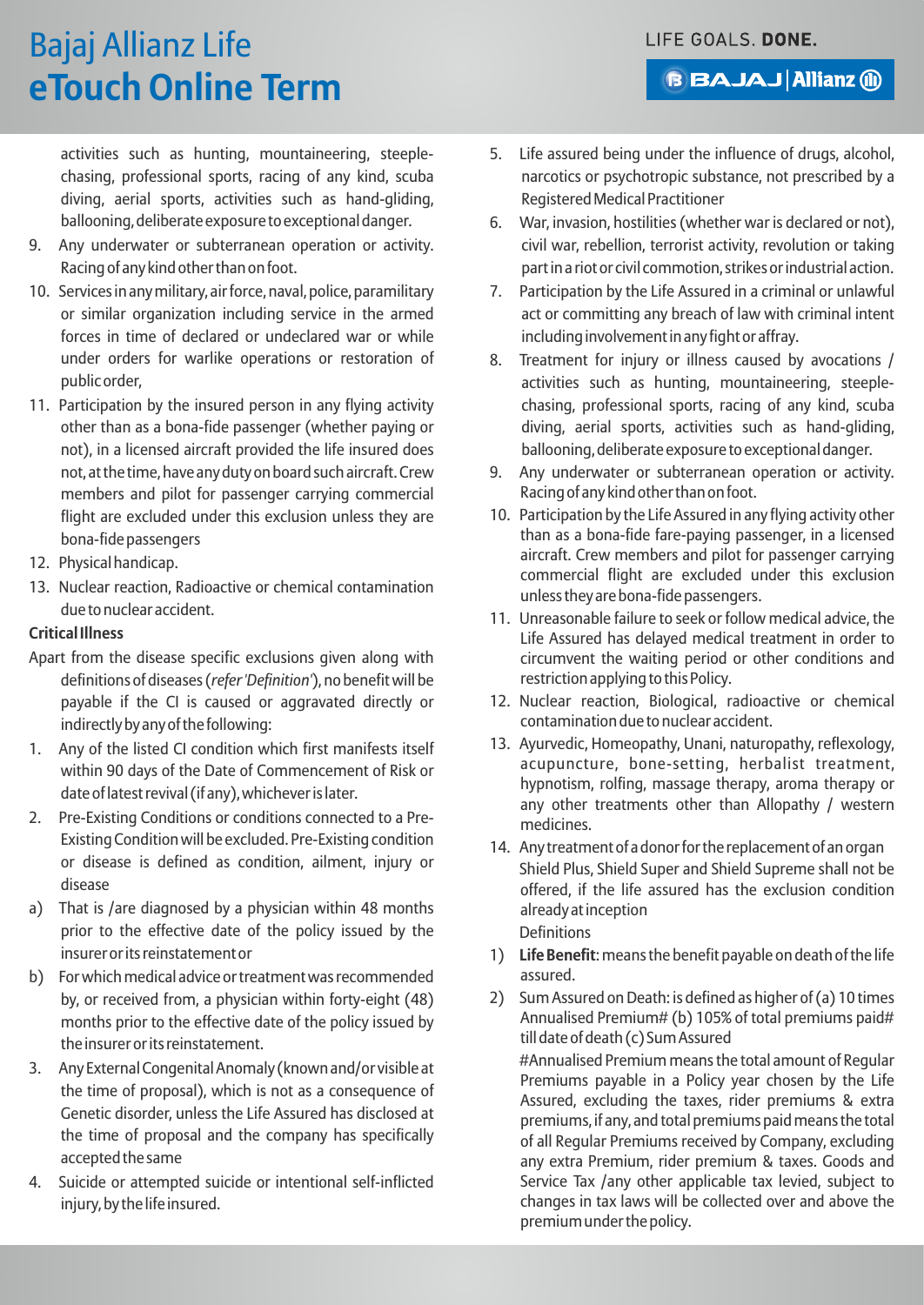activities such as hunting, mountaineering, steeple-chasing, professional sports, racing of any kind, scuba diving, aerial sports, activities such as hand-gliding, ballooning, deliberate exposure to exceptional danger.

9. Any underwater or subterranean operation or activity. Racing of any kind other than on foot.
10. Services in any military, air force, naval, police, paramilitary or similar organization including service in the armed forces in time of declared or undeclared war or while under orders for warlike operations or restoration of public order,
11. Participation by the insured person in any flying activity other than as a bona-fide passenger (whether paying or not), in a licensed aircraft provided the life insured does not, at the time, have any duty on board such aircraft. Crew members and pilot for passenger carrying commercial flight are excluded under this exclusion unless they are bona-fide passengers
12. Physical handicap.
13. Nuclear reaction, Radioactive or chemical contamination due to nuclear accident.

**Critical Illness**

Apart from the disease specific exclusions given along with definitions of diseases (*refer 'Definition'*), no benefit will be payable if the CI is caused or aggravated directly or indirectly by any of the following:

1. Any of the listed CI condition which first manifests itself within 90 days of the Date of Commencement of Risk or date of latest revival (if any), whichever is later.
2. Pre-Existing Conditions or conditions connected to a Pre-Existing Condition will be excluded. Pre-Existing condition or disease is defined as condition, ailment, injury or disease

a) That is /are diagnosed by a physician within 48 months prior to the effective date of the policy issued by the insurer or its reinstatement or

b) For which medical advice or treatment was recommended by, or received from, a physician within forty-eight (48) months prior to the effective date of the policy issued by the insurer or its reinstatement.

3. Any External Congenital Anomaly (known and/or visible at the time of proposal), which is not as a consequence of Genetic disorder, unless the Life Assured has disclosed at the time of proposal and the company has specifically accepted the same
4. Suicide or attempted suicide or intentional self-inflicted injury, by the life insured.
5. Life assured being under the influence of drugs, alcohol, narcotics or psychotropic substance, not prescribed by a Registered Medical Practitioner
6. War, invasion, hostilities (whether war is declared or not), civil war, rebellion, terrorist activity, revolution or taking part in a riot or civil commotion, strikes or industrial action.
7. Participation by the Life Assured in a criminal or unlawful act or committing any breach of law with criminal intent including involvement in any fight or affray.
8. Treatment for injury or illness caused by avocations / activities such as hunting, mountaineering, steeple-chasing, professional sports, racing of any kind, scuba diving, aerial sports, activities such as hand-gliding, ballooning, deliberate exposure to exceptional danger.
9. Any underwater or subterranean operation or activity. Racing of any kind other than on foot.
10. Participation by the Life Assured in any flying activity other than as a bona-fide fare-paying passenger, in a licensed aircraft. Crew members and pilot for passenger carrying commercial flight are excluded under this exclusion unless they are bona-fide passengers.
11. Unreasonable failure to seek or follow medical advice, the Life Assured has delayed medical treatment in order to circumvent the waiting period or other conditions and restriction applying to this Policy.
12. Nuclear reaction, Biological, radioactive or chemical contamination due to nuclear accident.
13. Ayurvedic, Homeopathy, Unani, naturopathy, reflexology, acupuncture, bone-setting, herbalist treatment, hypnotism, rolfing, massage therapy, aroma therapy or any other treatments other than Allopathy / western medicines.
14. Any treatment of a donor for the replacement of an organ

Shield Plus, Shield Super and Shield Supreme shall not be offered, if the life assured has the exclusion condition already at inception

Definitions

1) **Life Benefit**: means the benefit payable on death of the life assured.

2) Sum Assured on Death: is defined as higher of (a) 10 times Annualised Premium# (b) 105% of total premiums paid# till date of death (c) Sum Assured

#Annualised Premium means the total amount of Regular Premiums payable in a Policy year chosen by the Life Assured, excluding the taxes, rider premiums & extra premiums, if any, and total premiums paid means the total of all Regular Premiums received by Company, excluding any extra Premium, rider premium & taxes. Goods and Service Tax /any other applicable tax levied, subject to changes in tax laws will be collected over and above the premium under the policy.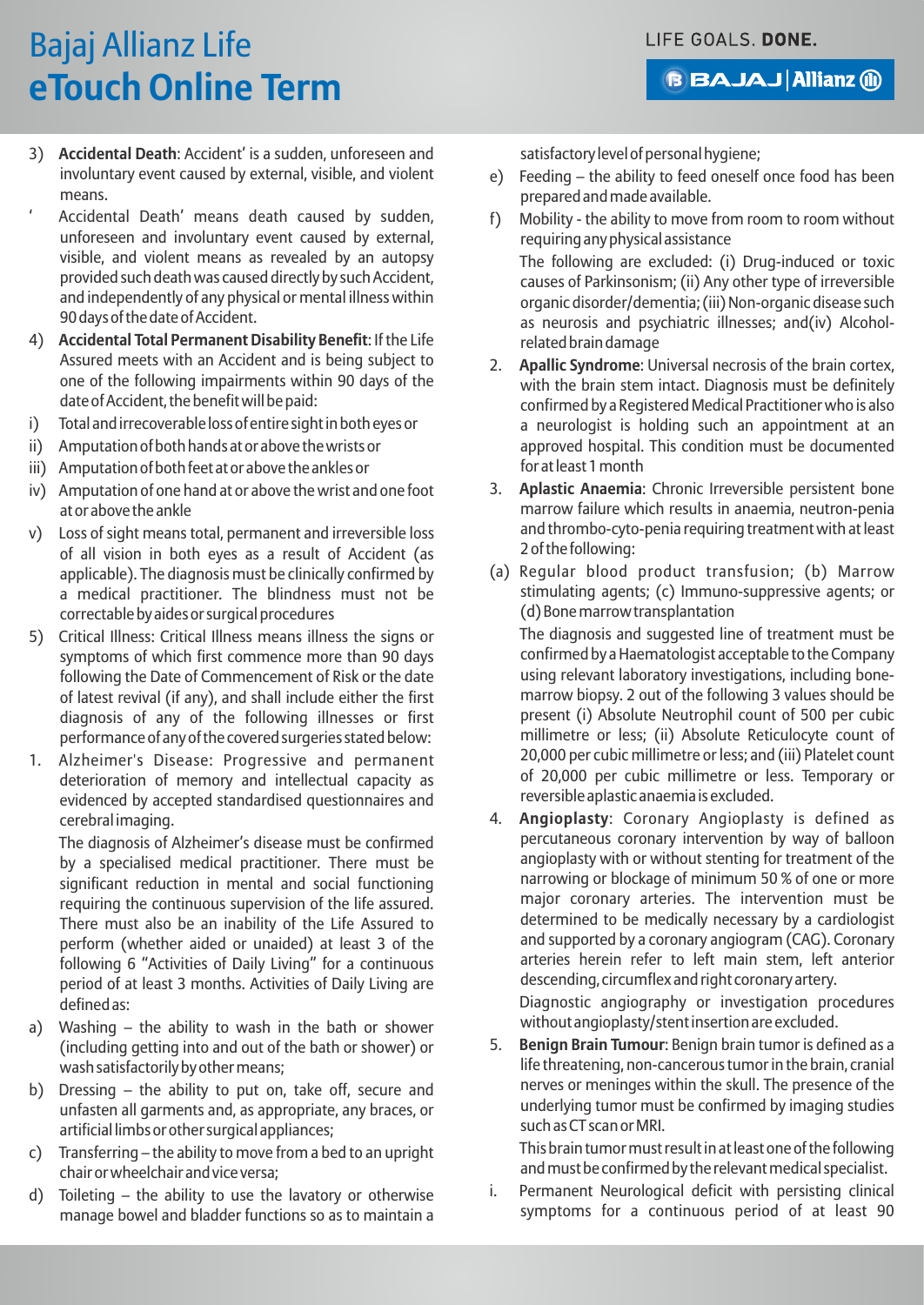3) **Accidental Death**: Accident' is a sudden, unforeseen and involuntary event caused by external, visible, and violent means.

' Accidental Death' means death caused by sudden, unforeseen and involuntary event caused by external, visible, and violent means as revealed by an autopsy provided such death was caused directly by such Accident, and independently of any physical or mental illness within 90 days of the date of Accident.

4) **Accidental Total Permanent Disability Benefit**: If the Life Assured meets with an Accident and is being subject to one of the following impairments within 90 days of the date of Accident, the benefit will be paid:

i) Total and irrecoverable loss of entire sight in both eyes or

ii) Amputation of both hands at or above the wrists or

iii) Amputation of both feet at or above the ankles or

iv) Amputation of one hand at or above the wrist and one foot at or above the ankle

v) Loss of sight means total, permanent and irreversible loss of all vision in both eyes as a result of Accident (as applicable). The diagnosis must be clinically confirmed by a medical practitioner. The blindness must not be correctable by aides or surgical procedures

5) Critical Illness: Critical Illness means illness the signs or symptoms of which first commence more than 90 days following the Date of Commencement of Risk or the date of latest revival (if any), and shall include either the first diagnosis of any of the following illnesses or first performance of any of the covered surgeries stated below:

1. Alzheimer's Disease: Progressive and permanent deterioration of memory and intellectual capacity as evidenced by accepted standardised questionnaires and cerebral imaging.

   The diagnosis of Alzheimer's disease must be confirmed by a specialised medical practitioner. There must be significant reduction in mental and social functioning requiring the continuous supervision of the life assured. There must also be an inability of the Life Assured to perform (whether aided or unaided) at least 3 of the following 6 "Activities of Daily Living" for a continuous period of at least 3 months. Activities of Daily Living are defined as:

a) Washing – the ability to wash in the bath or shower (including getting into and out of the bath or shower) or wash satisfactorily by other means;

b) Dressing – the ability to put on, take off, secure and unfasten all garments and, as appropriate, any braces, or artificial limbs or other surgical appliances;

c) Transferring – the ability to move from a bed to an upright chair or wheelchair and vice versa;

d) Toileting – the ability to use the lavatory or otherwise manage bowel and bladder functions so as to maintain a satisfactory level of personal hygiene;

e) Feeding – the ability to feed oneself once food has been prepared and made available.

f) Mobility - the ability to move from room to room without requiring any physical assistance

   The following are excluded: (i) Drug-induced or toxic causes of Parkinsonism; (ii) Any other type of irreversible organic disorder/dementia; (iii) Non-organic disease such as neurosis and psychiatric illnesses; and(iv) Alcohol-related brain damage

2. **Apallic Syndrome**: Universal necrosis of the brain cortex, with the brain stem intact. Diagnosis must be definitely confirmed by a Registered Medical Practitioner who is also a neurologist is holding such an appointment at an approved hospital. This condition must be documented for at least 1 month

3. **Aplastic Anaemia**: Chronic Irreversible persistent bone marrow failure which results in anaemia, neutron-penia and thrombo-cyto-penia requiring treatment with at least 2 of the following:

(a) Regular blood product transfusion; (b) Marrow stimulating agents; (c) Immuno-suppressive agents; or (d) Bone marrow transplantation

   The diagnosis and suggested line of treatment must be confirmed by a Haematologist acceptable to the Company using relevant laboratory investigations, including bone-marrow biopsy. 2 out of the following 3 values should be present (i) Absolute Neutrophil count of 500 per cubic millimetre or less; (ii) Absolute Reticulocyte count of 20,000 per cubic millimetre or less; and (iii) Platelet count of 20,000 per cubic millimetre or less. Temporary or reversible aplastic anaemia is excluded.

4. **Angioplasty**: Coronary Angioplasty is defined as percutaneous coronary intervention by way of balloon angioplasty with or without stenting for treatment of the narrowing or blockage of minimum 50 % of one or more major coronary arteries. The intervention must be determined to be medically necessary by a cardiologist and supported by a coronary angiogram (CAG). Coronary arteries herein refer to left main stem, left anterior descending, circumflex and right coronary artery.

   Diagnostic angiography or investigation procedures without angioplasty/stent insertion are excluded.

5. **Benign Brain Tumour**: Benign brain tumor is defined as a life threatening, non-cancerous tumor in the brain, cranial nerves or meninges within the skull. The presence of the underlying tumor must be confirmed by imaging studies such as CT scan or MRI.

   This brain tumor must result in at least one of the following and must be confirmed by the relevant medical specialist.

i. Permanent Neurological deficit with persisting clinical symptoms for a continuous period of at least 90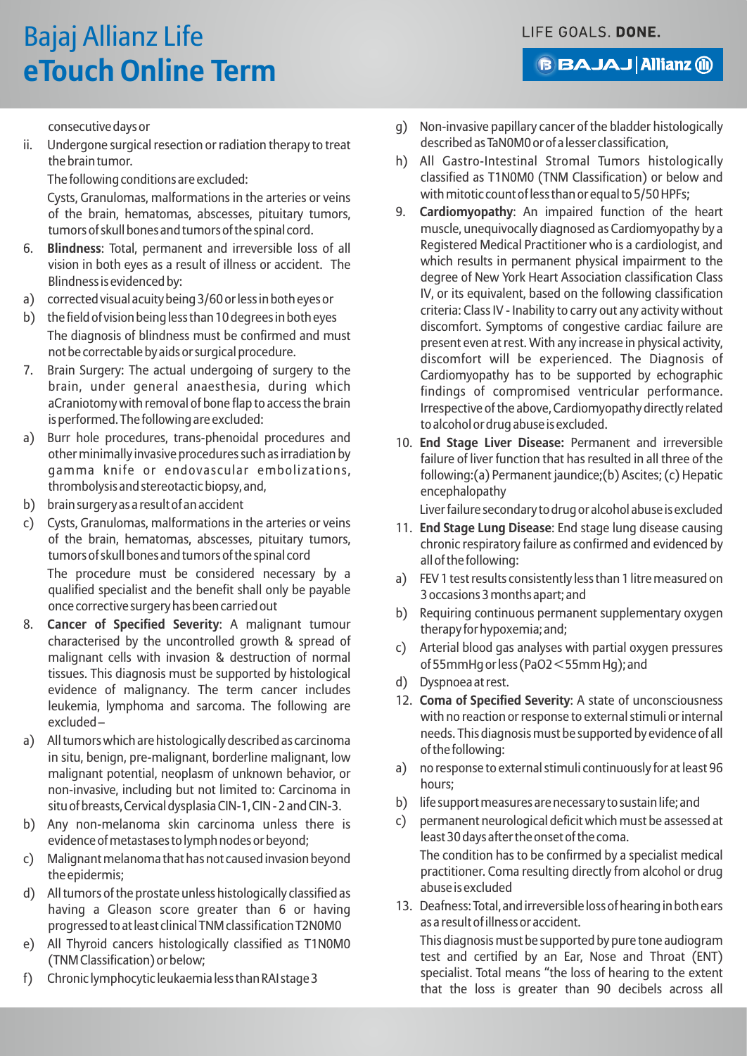consecutive days or

ii. Undergone surgical resection or radiation therapy to treat the brain tumor.

The following conditions are excluded:

Cysts, Granulomas, malformations in the arteries or veins of the brain, hematomas, abscesses, pituitary tumors, tumors of skull bones and tumors of the spinal cord.

6. **Blindness**: Total, permanent and irreversible loss of all vision in both eyes as a result of illness or accident. The Blindness is evidenced by:

a) corrected visual acuity being 3/60 or less in both eyes or

b) the field of vision being less than 10 degrees in both eyes

The diagnosis of blindness must be confirmed and must not be correctable by aids or surgical procedure.

7. Brain Surgery: The actual undergoing of surgery to the brain, under general anaesthesia, during which aCraniotomy with removal of bone flap to access the brain is performed. The following are excluded:

a) Burr hole procedures, trans-phenoidal procedures and other minimally invasive procedures such as irradiation by gamma knife or endovascular embolizations, thrombolysis and stereotactic biopsy, and,

b) brain surgery as a result of an accident

c) Cysts, Granulomas, malformations in the arteries or veins of the brain, hematomas, abscesses, pituitary tumors, tumors of skull bones and tumors of the spinal cord

The procedure must be considered necessary by a qualified specialist and the benefit shall only be payable once corrective surgery has been carried out

8. **Cancer of Specified Severity**: A malignant tumour characterised by the uncontrolled growth & spread of malignant cells with invasion & destruction of normal tissues. This diagnosis must be supported by histological evidence of malignancy. The term cancer includes leukemia, lymphoma and sarcoma. The following are excluded –

a) All tumors which are histologically described as carcinoma in situ, benign, pre-malignant, borderline malignant, low malignant potential, neoplasm of unknown behavior, or non-invasive, including but not limited to: Carcinoma in situ of breasts, Cervical dysplasia CIN-1, CIN - 2 and CIN-3.

b) Any non-melanoma skin carcinoma unless there is evidence of metastases to lymph nodes or beyond;

c) Malignant melanoma that has not caused invasion beyond the epidermis;

d) All tumors of the prostate unless histologically classified as having a Gleason score greater than 6 or having progressed to at least clinical TNM classification T2N0M0

e) All Thyroid cancers histologically classified as T1N0M0 (TNM Classification) or below;

f) Chronic lymphocytic leukaemia less than RAI stage 3

g) Non-invasive papillary cancer of the bladder histologically described as TaN0M0 or of a lesser classification,

h) All Gastro-Intestinal Stromal Tumors histologically classified as T1N0M0 (TNM Classification) or below and with mitotic count of less than or equal to 5/50 HPFs;

9. **Cardiomyopathy**: An impaired function of the heart muscle, unequivocally diagnosed as Cardiomyopathy by a Registered Medical Practitioner who is a cardiologist, and which results in permanent physical impairment to the degree of New York Heart Association classification Class IV, or its equivalent, based on the following classification criteria: Class IV - Inability to carry out any activity without discomfort. Symptoms of congestive cardiac failure are present even at rest. With any increase in physical activity, discomfort will be experienced. The Diagnosis of Cardiomyopathy has to be supported by echographic findings of compromised ventricular performance. Irrespective of the above, Cardiomyopathy directly related to alcohol or drug abuse is excluded.

10. **End Stage Liver Disease:** Permanent and irreversible failure of liver function that has resulted in all three of the following:(a) Permanent jaundice;(b) Ascites; (c) Hepatic encephalopathy

Liver failure secondary to drug or alcohol abuse is excluded

11. **End Stage Lung Disease**: End stage lung disease causing chronic respiratory failure as confirmed and evidenced by all of the following:

a) FEV 1 test results consistently less than 1 litre measured on 3 occasions 3 months apart; and

b) Requiring continuous permanent supplementary oxygen therapy for hypoxemia; and;

c) Arterial blood gas analyses with partial oxygen pressures of 55mmHg or less ($PaO_2 < 55$mm Hg); and

d) Dyspnoea at rest.

12. **Coma of Specified Severity**: A state of unconsciousness with no reaction or response to external stimuli or internal needs. This diagnosis must be supported by evidence of all of the following:

a) no response to external stimuli continuously for at least 96 hours;

b) life support measures are necessary to sustain life; and

c) permanent neurological deficit which must be assessed at least 30 days after the onset of the coma.

The condition has to be confirmed by a specialist medical practitioner. Coma resulting directly from alcohol or drug abuse is excluded

13. Deafness: Total, and irreversible loss of hearing in both ears as a result of illness or accident.

This diagnosis must be supported by pure tone audiogram test and certified by an Ear, Nose and Throat (ENT) specialist. Total means "the loss of hearing to the extent that the loss is greater than 90 decibels across all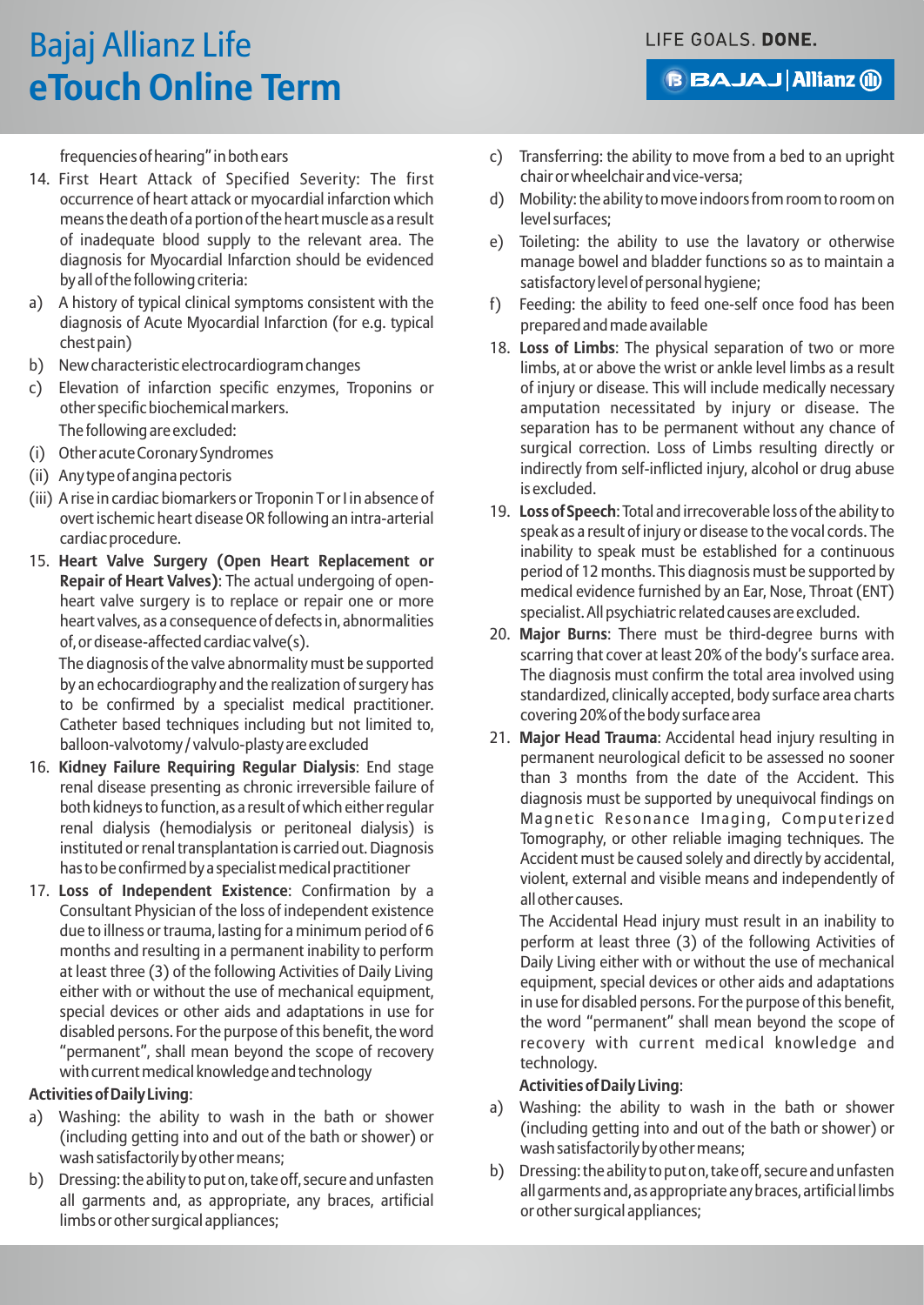frequencies of hearing" in both ears

14. First Heart Attack of Specified Severity: The first occurrence of heart attack or myocardial infarction which means the death of a portion of the heart muscle as a result of inadequate blood supply to the relevant area. The diagnosis for Myocardial Infarction should be evidenced by all of the following criteria:

a) A history of typical clinical symptoms consistent with the diagnosis of Acute Myocardial Infarction (for e.g. typical chest pain)

b) New characteristic electrocardiogram changes

c) Elevation of infarction specific enzymes, Troponins or other specific biochemical markers.

The following are excluded:

(i) Other acute Coronary Syndromes

(ii) Any type of angina pectoris

(iii) A rise in cardiac biomarkers or Troponin T or I in absence of overt ischemic heart disease OR following an intra-arterial cardiac procedure.

15. **Heart Valve Surgery (Open Heart Replacement or Repair of Heart Valves)**: The actual undergoing of open-heart valve surgery is to replace or repair one or more heart valves, as a consequence of defects in, abnormalities of, or disease-affected cardiac valve(s).

The diagnosis of the valve abnormality must be supported by an echocardiography and the realization of surgery has to be confirmed by a specialist medical practitioner. Catheter based techniques including but not limited to, balloon-valvotomy / valvulo-plasty are excluded

16. **Kidney Failure Requiring Regular Dialysis**: End stage renal disease presenting as chronic irreversible failure of both kidneys to function, as a result of which either regular renal dialysis (hemodialysis or peritoneal dialysis) is instituted or renal transplantation is carried out. Diagnosis has to be confirmed by a specialist medical practitioner

17. **Loss of Independent Existence**: Confirmation by a Consultant Physician of the loss of independent existence due to illness or trauma, lasting for a minimum period of 6 months and resulting in a permanent inability to perform at least three (3) of the following Activities of Daily Living either with or without the use of mechanical equipment, special devices or other aids and adaptations in use for disabled persons. For the purpose of this benefit, the word "permanent", shall mean beyond the scope of recovery with current medical knowledge and technology

**Activities of Daily Living**:

a) Washing: the ability to wash in the bath or shower (including getting into and out of the bath or shower) or wash satisfactorily by other means;

b) Dressing: the ability to put on, take off, secure and unfasten all garments and, as appropriate, any braces, artificial limbs or other surgical appliances;

c) Transferring: the ability to move from a bed to an upright chair or wheelchair and vice-versa;

d) Mobility: the ability to move indoors from room to room on level surfaces;

e) Toileting: the ability to use the lavatory or otherwise manage bowel and bladder functions so as to maintain a satisfactory level of personal hygiene;

f) Feeding: the ability to feed one-self once food has been prepared and made available

18. **Loss of Limbs**: The physical separation of two or more limbs, at or above the wrist or ankle level limbs as a result of injury or disease. This will include medically necessary amputation necessitated by injury or disease. The separation has to be permanent without any chance of surgical correction. Loss of Limbs resulting directly or indirectly from self-inflicted injury, alcohol or drug abuse is excluded.

19. **Loss of Speech**: Total and irrecoverable loss of the ability to speak as a result of injury or disease to the vocal cords. The inability to speak must be established for a continuous period of 12 months. This diagnosis must be supported by medical evidence furnished by an Ear, Nose, Throat (ENT) specialist. All psychiatric related causes are excluded.

20. **Major Burns**: There must be third-degree burns with scarring that cover at least 20% of the body's surface area. The diagnosis must confirm the total area involved using standardized, clinically accepted, body surface area charts covering 20% of the body surface area

21. **Major Head Trauma**: Accidental head injury resulting in permanent neurological deficit to be assessed no sooner than 3 months from the date of the Accident. This diagnosis must be supported by unequivocal findings on Magnetic Resonance Imaging, Computerized Tomography, or other reliable imaging techniques. The Accident must be caused solely and directly by accidental, violent, external and visible means and independently of all other causes.

The Accidental Head injury must result in an inability to perform at least three (3) of the following Activities of Daily Living either with or without the use of mechanical equipment, special devices or other aids and adaptations in use for disabled persons. For the purpose of this benefit, the word "permanent" shall mean beyond the scope of recovery with current medical knowledge and technology.

**Activities of Daily Living**:

a) Washing: the ability to wash in the bath or shower (including getting into and out of the bath or shower) or wash satisfactorily by other means;

b) Dressing: the ability to put on, take off, secure and unfasten all garments and, as appropriate any braces, artificial limbs or other surgical appliances;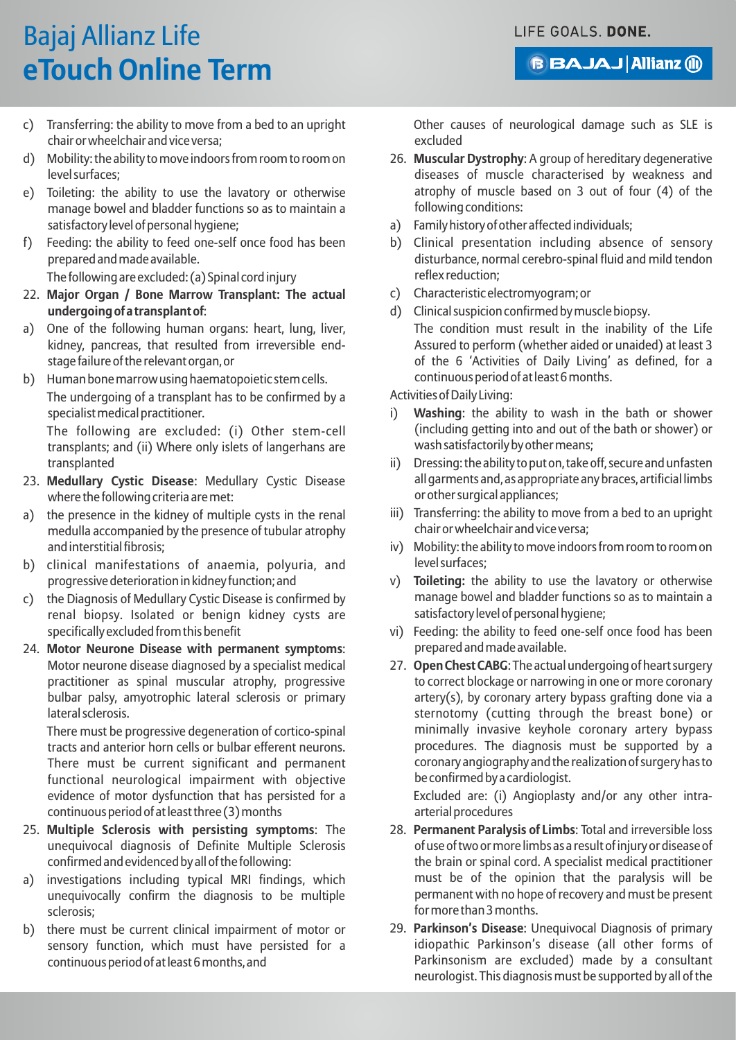c) Transferring: the ability to move from a bed to an upright chair or wheelchair and vice versa;

d) Mobility: the ability to move indoors from room to room on level surfaces;

e) Toileting: the ability to use the lavatory or otherwise manage bowel and bladder functions so as to maintain a satisfactory level of personal hygiene;

f) Feeding: the ability to feed one-self once food has been prepared and made available.

The following are excluded: (a) Spinal cord injury

22. **Major Organ / Bone Marrow Transplant: The actual undergoing of a transplant of**:

a) One of the following human organs: heart, lung, liver, kidney, pancreas, that resulted from irreversible end-stage failure of the relevant organ, or

b) Human bone marrow using haematopoietic stem cells.

The undergoing of a transplant has to be confirmed by a specialist medical practitioner.

The following are excluded: (i) Other stem-cell transplants; and (ii) Where only islets of langerhans are transplanted

23. **Medullary Cystic Disease**: Medullary Cystic Disease where the following criteria are met:

a) the presence in the kidney of multiple cysts in the renal medulla accompanied by the presence of tubular atrophy and interstitial fibrosis;

b) clinical manifestations of anaemia, polyuria, and progressive deterioration in kidney function; and

c) the Diagnosis of Medullary Cystic Disease is confirmed by renal biopsy. Isolated or benign kidney cysts are specifically excluded from this benefit

24. **Motor Neurone Disease with permanent symptoms**: Motor neurone disease diagnosed by a specialist medical practitioner as spinal muscular atrophy, progressive bulbar palsy, amyotrophic lateral sclerosis or primary lateral sclerosis.

There must be progressive degeneration of cortico-spinal tracts and anterior horn cells or bulbar efferent neurons. There must be current significant and permanent functional neurological impairment with objective evidence of motor dysfunction that has persisted for a continuous period of at least three (3) months

25. **Multiple Sclerosis with persisting symptoms**: The unequivocal diagnosis of Definite Multiple Sclerosis confirmed and evidenced by all of the following:

a) investigations including typical MRI findings, which unequivocally confirm the diagnosis to be multiple sclerosis;

b) there must be current clinical impairment of motor or sensory function, which must have persisted for a continuous period of at least 6 months, and

Other causes of neurological damage such as SLE is excluded

26. **Muscular Dystrophy**: A group of hereditary degenerative diseases of muscle characterised by weakness and atrophy of muscle based on 3 out of four (4) of the following conditions:

a) Family history of other affected individuals;

b) Clinical presentation including absence of sensory disturbance, normal cerebro-spinal fluid and mild tendon reflex reduction;

c) Characteristic electromyogram; or

d) Clinical suspicion confirmed by muscle biopsy.

The condition must result in the inability of the Life Assured to perform (whether aided or unaided) at least 3 of the 6 'Activities of Daily Living' as defined, for a continuous period of at least 6 months.

Activities of Daily Living:

i) **Washing**: the ability to wash in the bath or shower (including getting into and out of the bath or shower) or wash satisfactorily by other means;

ii) Dressing: the ability to put on, take off, secure and unfasten all garments and, as appropriate any braces, artificial limbs or other surgical appliances;

iii) Transferring: the ability to move from a bed to an upright chair or wheelchair and vice versa;

iv) Mobility: the ability to move indoors from room to room on level surfaces;

v) **Toileting:** the ability to use the lavatory or otherwise manage bowel and bladder functions so as to maintain a satisfactory level of personal hygiene;

vi) Feeding: the ability to feed one-self once food has been prepared and made available.

27. **Open Chest CABG**: The actual undergoing of heart surgery to correct blockage or narrowing in one or more coronary artery(s), by coronary artery bypass grafting done via a sternotomy (cutting through the breast bone) or minimally invasive keyhole coronary artery bypass procedures. The diagnosis must be supported by a coronary angiography and the realization of surgery has to be confirmed by a cardiologist.

Excluded are: (i) Angioplasty and/or any other intra-arterial procedures

28. **Permanent Paralysis of Limbs**: Total and irreversible loss of use of two or more limbs as a result of injury or disease of the brain or spinal cord. A specialist medical practitioner must be of the opinion that the paralysis will be permanent with no hope of recovery and must be present for more than 3 months.

29. **Parkinson's Disease**: Unequivocal Diagnosis of primary idiopathic Parkinson's disease (all other forms of Parkinsonism are excluded) made by a consultant neurologist. This diagnosis must be supported by all of the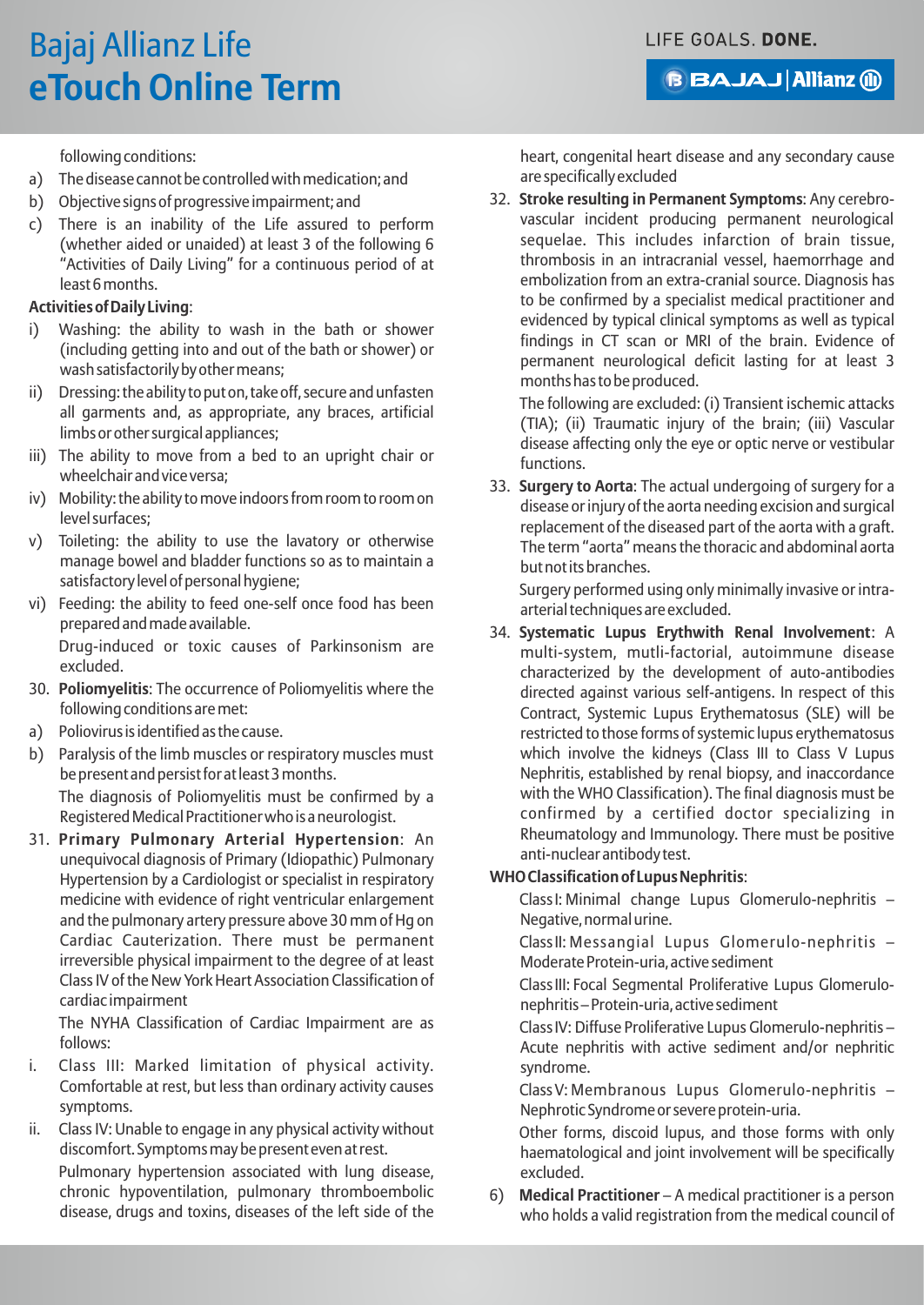following conditions:

a) The disease cannot be controlled with medication; and
b) Objective signs of progressive impairment; and
c) There is an inability of the Life assured to perform (whether aided or unaided) at least 3 of the following 6 "Activities of Daily Living" for a continuous period of at least 6 months.

**Activities of Daily Living**:

i) Washing: the ability to wash in the bath or shower (including getting into and out of the bath or shower) or wash satisfactorily by other means;
ii) Dressing: the ability to put on, take off, secure and unfasten all garments and, as appropriate, any braces, artificial limbs or other surgical appliances;
iii) The ability to move from a bed to an upright chair or wheelchair and vice versa;
iv) Mobility: the ability to move indoors from room to room on level surfaces;
v) Toileting: the ability to use the lavatory or otherwise manage bowel and bladder functions so as to maintain a satisfactory level of personal hygiene;
vi) Feeding: the ability to feed one-self once food has been prepared and made available.

Drug-induced or toxic causes of Parkinsonism are excluded.

30. **Poliomyelitis**: The occurrence of Poliomyelitis where the following conditions are met:

a) Poliovirus is identified as the cause.
b) Paralysis of the limb muscles or respiratory muscles must be present and persist for at least 3 months.

The diagnosis of Poliomyelitis must be confirmed by a Registered Medical Practitioner who is a neurologist.

31. **Primary Pulmonary Arterial Hypertension**: An unequivocal diagnosis of Primary (Idiopathic) Pulmonary Hypertension by a Cardiologist or specialist in respiratory medicine with evidence of right ventricular enlargement and the pulmonary artery pressure above 30 mm of Hg on Cardiac Cauterization. There must be permanent irreversible physical impairment to the degree of at least Class IV of the New York Heart Association Classification of cardiac impairment

The NYHA Classification of Cardiac Impairment are as follows:

i. Class III: Marked limitation of physical activity. Comfortable at rest, but less than ordinary activity causes symptoms.
ii. Class IV: Unable to engage in any physical activity without discomfort. Symptoms may be present even at rest.

Pulmonary hypertension associated with lung disease, chronic hypoventilation, pulmonary thromboembolic disease, drugs and toxins, diseases of the left side of the heart, congenital heart disease and any secondary cause are specifically excluded

32. **Stroke resulting in Permanent Symptoms**: Any cerebro-vascular incident producing permanent neurological sequelae. This includes infarction of brain tissue, thrombosis in an intracranial vessel, haemorrhage and embolization from an extra-cranial source. Diagnosis has to be confirmed by a specialist medical practitioner and evidenced by typical clinical symptoms as well as typical findings in CT scan or MRI of the brain. Evidence of permanent neurological deficit lasting for at least 3 months has to be produced.

The following are excluded: (i) Transient ischemic attacks (TIA); (ii) Traumatic injury of the brain; (iii) Vascular disease affecting only the eye or optic nerve or vestibular functions.

33. **Surgery to Aorta**: The actual undergoing of surgery for a disease or injury of the aorta needing excision and surgical replacement of the diseased part of the aorta with a graft. The term "aorta" means the thoracic and abdominal aorta but not its branches.

Surgery performed using only minimally invasive or intra-arterial techniques are excluded.

34. **Systematic Lupus Erythwith Renal Involvement**: A multi-system, mutli-factorial, autoimmune disease characterized by the development of auto-antibodies directed against various self-antigens. In respect of this Contract, Systemic Lupus Erythematosus (SLE) will be restricted to those forms of systemic lupus erythematosus which involve the kidneys (Class III to Class V Lupus Nephritis, established by renal biopsy, and inaccordance with the WHO Classification). The final diagnosis must be confirmed by a certified doctor specializing in Rheumatology and Immunology. There must be positive anti-nuclear antibody test.

**WHO Classification of Lupus Nephritis**:

Class I: Minimal change Lupus Glomerulo-nephritis – Negative, normal urine.

Class II: Messangial Lupus Glomerulo-nephritis – Moderate Protein-uria, active sediment

Class III: Focal Segmental Proliferative Lupus Glomerulo-nephritis – Protein-uria, active sediment

Class IV: Diffuse Proliferative Lupus Glomerulo-nephritis – Acute nephritis with active sediment and/or nephritic syndrome.

Class V: Membranous Lupus Glomerulo-nephritis – Nephrotic Syndrome or severe protein-uria.

Other forms, discoid lupus, and those forms with only haematological and joint involvement will be specifically excluded.

6) **Medical Practitioner** – A medical practitioner is a person who holds a valid registration from the medical council of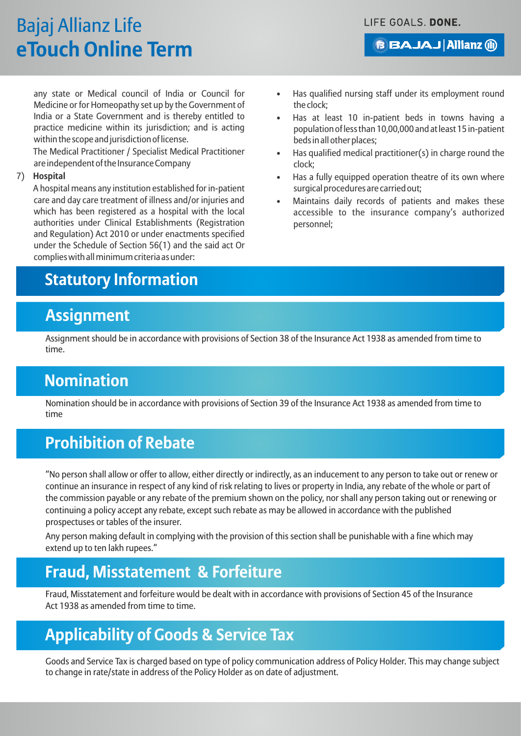any state or Medical council of India or Council for Medicine or for Homeopathy set up by the Government of India or a State Government and is thereby entitled to practice medicine within its jurisdiction; and is acting within the scope and jurisdiction of license.

The Medical Practitioner / Specialist Medical Practitioner are independent of the Insurance Company

7) **Hospital**

A hospital means any institution established for in-patient care and day care treatment of illness and/or injuries and which has been registered as a hospital with the local authorities under Clinical Establishments (Registration and Regulation) Act 2010 or under enactments specified under the Schedule of Section 56(1) and the said act Or complies with all minimum criteria as under:

- Has qualified nursing staff under its employment round the clock;
- Has at least 10 in-patient beds in towns having a population of less than 10,00,000 and at least 15 in-patient beds in all other places;
- Has qualified medical practitioner(s) in charge round the clock;
- Has a fully equipped operation theatre of its own where surgical procedures are carried out;
- Maintains daily records of patients and makes these accessible to the insurance company's authorized personnel;

# Statutory Information

## Assignment

Assignment should be in accordance with provisions of Section 38 of the Insurance Act 1938 as amended from time to time.

## Nomination

Nomination should be in accordance with provisions of Section 39 of the Insurance Act 1938 as amended from time to time

## Prohibition of Rebate

"No person shall allow or offer to allow, either directly or indirectly, as an inducement to any person to take out or renew or continue an insurance in respect of any kind of risk relating to lives or property in India, any rebate of the whole or part of the commission payable or any rebate of the premium shown on the policy, nor shall any person taking out or renewing or continuing a policy accept any rebate, except such rebate as may be allowed in accordance with the published prospectuses or tables of the insurer.

Any person making default in complying with the provision of this section shall be punishable with a fine which may extend up to ten lakh rupees."

## Fraud, Misstatement & Forfeiture

Fraud, Misstatement and forfeiture would be dealt with in accordance with provisions of Section 45 of the Insurance Act 1938 as amended from time to time.

## Applicability of Goods & Service Tax

Goods and Service Tax is charged based on type of policy communication address of Policy Holder. This may change subject to change in rate/state in address of the Policy Holder as on date of adjustment.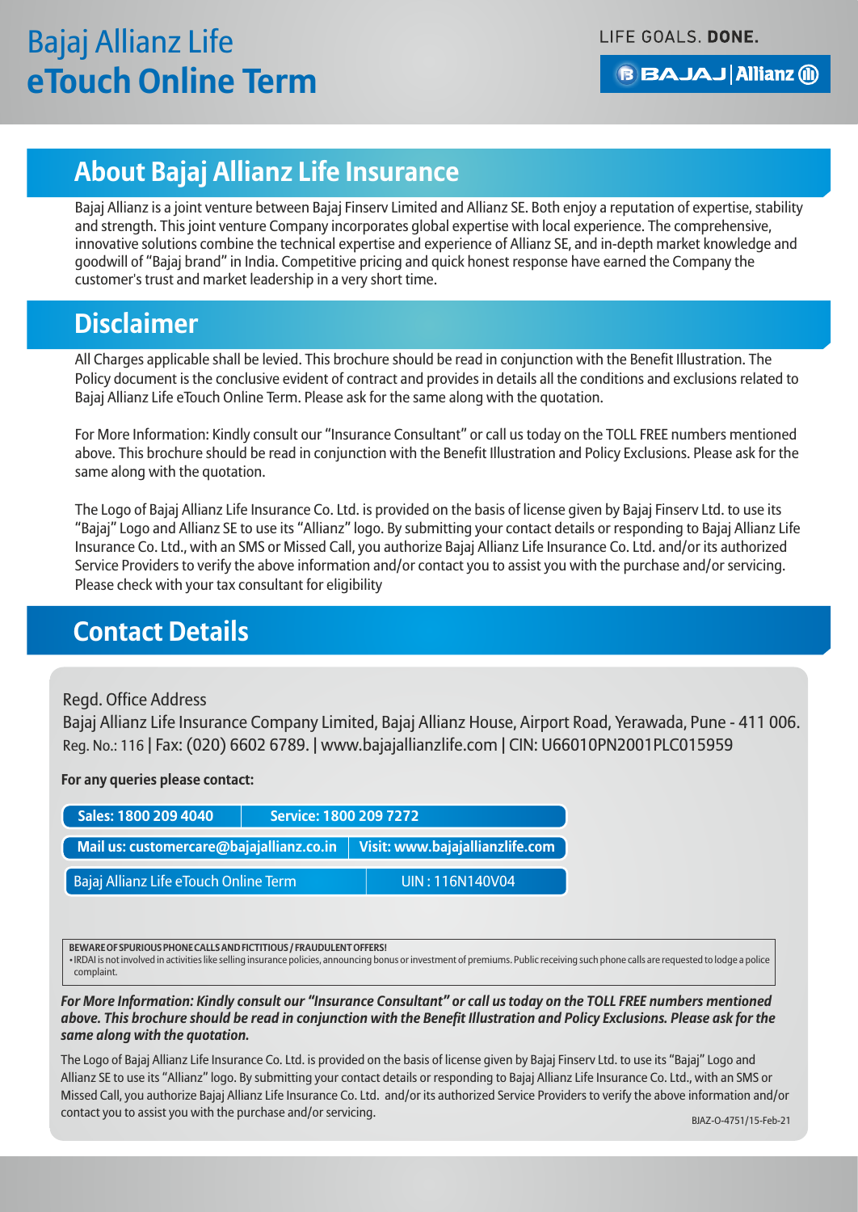# Bajaj Allianz Life
# eTouch Online Term

LIFE GOALS. **DONE.**

## About Bajaj Allianz Life Insurance

Bajaj Allianz is a joint venture between Bajaj Finserv Limited and Allianz SE. Both enjoy a reputation of expertise, stability and strength. This joint venture Company incorporates global expertise with local experience. The comprehensive, innovative solutions combine the technical expertise and experience of Allianz SE, and in-depth market knowledge and goodwill of "Bajaj brand" in India. Competitive pricing and quick honest response have earned the Company the customer's trust and market leadership in a very short time.

## Disclaimer

All Charges applicable shall be levied. This brochure should be read in conjunction with the Benefit Illustration. The Policy document is the conclusive evident of contract and provides in details all the conditions and exclusions related to Bajaj Allianz Life eTouch Online Term. Please ask for the same along with the quotation.

For More Information: Kindly consult our "Insurance Consultant" or call us today on the TOLL FREE numbers mentioned above. This brochure should be read in conjunction with the Benefit Illustration and Policy Exclusions. Please ask for the same along with the quotation.

The Logo of Bajaj Allianz Life Insurance Co. Ltd. is provided on the basis of license given by Bajaj Finserv Ltd. to use its "Bajaj" Logo and Allianz SE to use its "Allianz" logo. By submitting your contact details or responding to Bajaj Allianz Life Insurance Co. Ltd., with an SMS or Missed Call, you authorize Bajaj Allianz Life Insurance Co. Ltd. and/or its authorized Service Providers to verify the above information and/or contact you to assist you with the purchase and/or servicing. Please check with your tax consultant for eligibility

## Contact Details

Regd. Office Address
Bajaj Allianz Life Insurance Company Limited, Bajaj Allianz House, Airport Road, Yerawada, Pune - 411 006.
Reg. No.: 116 | Fax: (020) 6602 6789. | www.bajajallianzlife.com | CIN: U66010PN2001PLC015959

**For any queries please contact:**

| | |
|---|---|
| **Sales: 1800 209 4040** | **Service: 1800 209 7272** |
| **Mail us: customercare@bajajallianz.co.in** | **Visit: www.bajajallianzlife.com** |
| Bajaj Allianz Life eTouch Online Term | UIN : 116N140V04 |

**BEWARE OF SPURIOUS PHONE CALLS AND FICTITIOUS / FRAUDULENT OFFERS!**
• IRDAI is not involved in activities like selling insurance policies, announcing bonus or investment of premiums. Public receiving such phone calls are requested to lodge a police complaint.

***For More Information: Kindly consult our "Insurance Consultant" or call us today on the TOLL FREE numbers mentioned above. This brochure should be read in conjunction with the Benefit Illustration and Policy Exclusions. Please ask for the same along with the quotation.***

The Logo of Bajaj Allianz Life Insurance Co. Ltd. is provided on the basis of license given by Bajaj Finserv Ltd. to use its "Bajaj" Logo and Allianz SE to use its "Allianz" logo. By submitting your contact details or responding to Bajaj Allianz Life Insurance Co. Ltd., with an SMS or Missed Call, you authorize Bajaj Allianz Life Insurance Co. Ltd. and/or its authorized Service Providers to verify the above information and/or contact you to assist you with the purchase and/or servicing.

BJAZ-O-4751/15-Feb-21